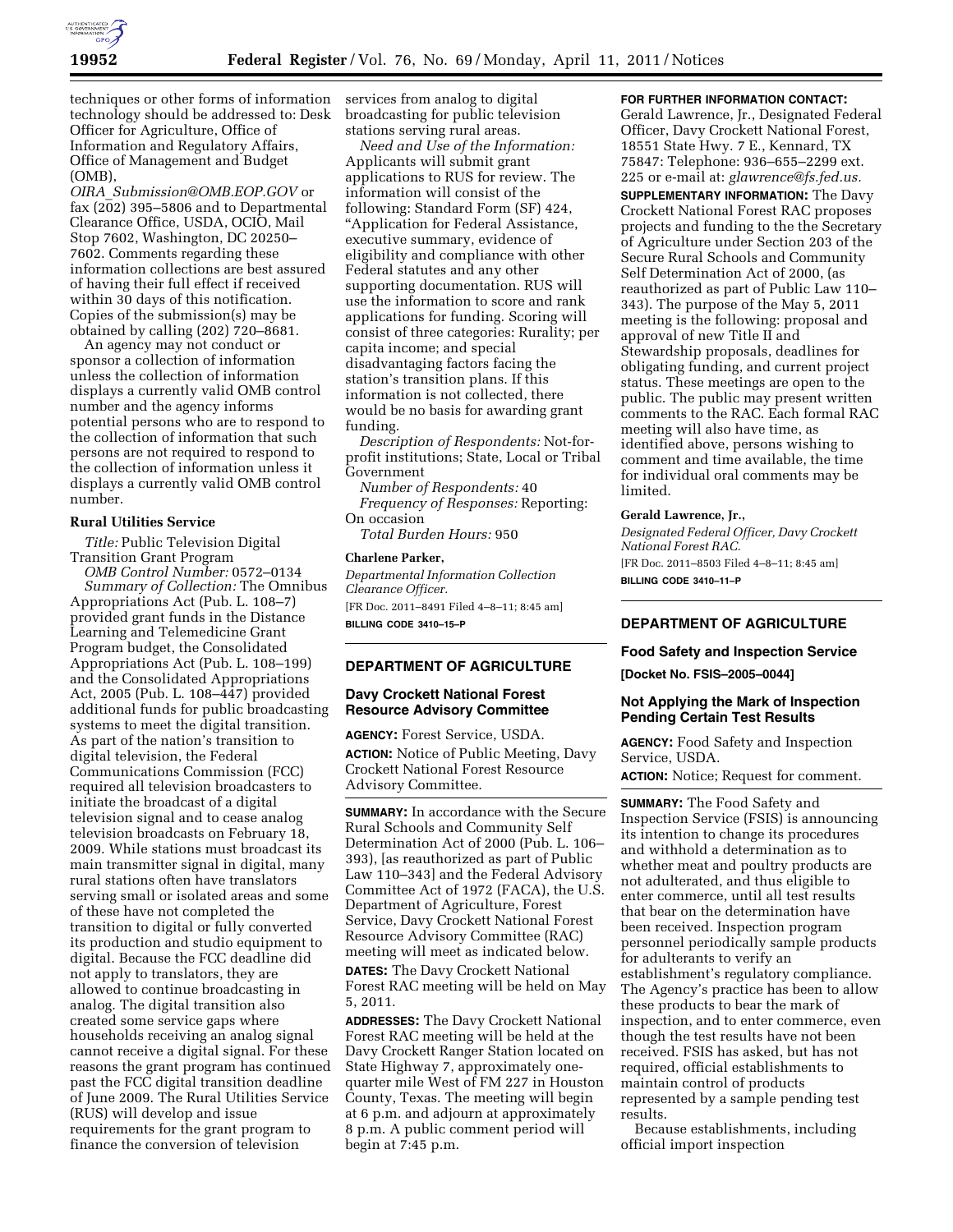techniques or other forms of information technology should be addressed to: Desk Officer for Agriculture, Office of Information and Regulatory Affairs, Office of Management and Budget (OMB), *OIRA_Submission@OMB.EOP.GOV* or fax (202) 395–5806 and to Departmental Clearance Office, USDA, OCIO, Mail Stop 7602, Washington, DC 20250–7602. Comments regarding these information collections are best assured of having their full effect if received within 30 days of this notification. Copies of the submission(s) may be obtained by calling (202) 720–8681.

An agency may not conduct or sponsor a collection of information unless the collection of information displays a currently valid OMB control number and the agency informs potential persons who are to respond to the collection of information that such persons are not required to respond to the collection of information unless it displays a currently valid OMB control number.

**Rural Utilities Service**

*Title:* Public Television Digital Transition Grant Program

*OMB Control Number:* 0572–0134

*Summary of Collection:* The Omnibus Appropriations Act (Pub. L. 108–7) provided grant funds in the Distance Learning and Telemedicine Grant Program budget, the Consolidated Appropriations Act (Pub. L. 108–199) and the Consolidated Appropriations Act, 2005 (Pub. L. 108–447) provided additional funds for public broadcasting systems to meet the digital transition. As part of the nation's transition to digital television, the Federal Communications Commission (FCC) required all television broadcasters to initiate the broadcast of a digital television signal and to cease analog television broadcasts on February 18, 2009. While stations must broadcast its main transmitter signal in digital, many rural stations often have translators serving small or isolated areas and some of these have not completed the transition to digital or fully converted its production and studio equipment to digital. Because the FCC deadline did not apply to translators, they are allowed to continue broadcasting in analog. The digital transition also created some service gaps where households receiving an analog signal cannot receive a digital signal. For these reasons the grant program has continued past the FCC digital transition deadline of June 2009. The Rural Utilities Service (RUS) will develop and issue requirements for the grant program to finance the conversion of television services from analog to digital broadcasting for public television stations serving rural areas.

*Need and Use of the Information:* Applicants will submit grant applications to RUS for review. The information will consist of the following: Standard Form (SF) 424, "Application for Federal Assistance, executive summary, evidence of eligibility and compliance with other Federal statutes and any other supporting documentation. RUS will use the information to score and rank applications for funding. Scoring will consist of three categories: Rurality; per capita income; and special disadvantaging factors facing the station's transition plans. If this information is not collected, there would be no basis for awarding grant funding.

*Description of Respondents:* Not-for-profit institutions; State, Local or Tribal Government

*Number of Respondents:* 40

*Frequency of Responses:* Reporting: On occasion

*Total Burden Hours:* 950

**Charlene Parker,**

*Departmental Information Collection Clearance Officer.*

[FR Doc. 2011–8491 Filed 4–8–11; 8:45 am]

**BILLING CODE 3410–15–P**

---

## DEPARTMENT OF AGRICULTURE

### Davy Crockett National Forest Resource Advisory Committee

**AGENCY:** Forest Service, USDA.

**ACTION:** Notice of Public Meeting, Davy Crockett National Forest Resource Advisory Committee.

**SUMMARY:** In accordance with the Secure Rural Schools and Community Self Determination Act of 2000 (Pub. L. 106–393), [as reauthorized as part of Public Law 110–343] and the Federal Advisory Committee Act of 1972 (FACA), the U.S. Department of Agriculture, Forest Service, Davy Crockett National Forest Resource Advisory Committee (RAC) meeting will meet as indicated below.

**DATES:** The Davy Crockett National Forest RAC meeting will be held on May 5, 2011.

**ADDRESSES:** The Davy Crockett National Forest RAC meeting will be held at the Davy Crockett Ranger Station located on State Highway 7, approximately one-quarter mile West of FM 227 in Houston County, Texas. The meeting will begin at 6 p.m. and adjourn at approximately 8 p.m. A public comment period will begin at 7:45 p.m.

**FOR FURTHER INFORMATION CONTACT:** Gerald Lawrence, Jr., Designated Federal Officer, Davy Crockett National Forest, 18551 State Hwy. 7 E., Kennard, TX 75847: Telephone: 936–655–2299 ext. 225 or e-mail at: *glawrence@fs.fed.us.*

**SUPPLEMENTARY INFORMATION:** The Davy Crockett National Forest RAC proposes projects and funding to the the Secretary of Agriculture under Section 203 of the Secure Rural Schools and Community Self Determination Act of 2000, (as reauthorized as part of Public Law 110–343). The purpose of the May 5, 2011 meeting is the following: proposal and approval of new Title II and Stewardship proposals, deadlines for obligating funding, and current project status. These meetings are open to the public. The public may present written comments to the RAC. Each formal RAC meeting will also have time, as identified above, persons wishing to comment and time available, the time for individual oral comments may be limited.

**Gerald Lawrence, Jr.,**

*Designated Federal Officer, Davy Crockett National Forest RAC.*

[FR Doc. 2011–8503 Filed 4–8–11; 8:45 am]

**BILLING CODE 3410–11–P**

---

## DEPARTMENT OF AGRICULTURE

### Food Safety and Inspection Service

**[Docket No. FSIS–2005–0044]**

### Not Applying the Mark of Inspection Pending Certain Test Results

**AGENCY:** Food Safety and Inspection Service, USDA.

**ACTION:** Notice; Request for comment.

**SUMMARY:** The Food Safety and Inspection Service (FSIS) is announcing its intention to change its procedures and withhold a determination as to whether meat and poultry products are not adulterated, and thus eligible to enter commerce, until all test results that bear on the determination have been received. Inspection program personnel periodically sample products for adulterants to verify an establishment's regulatory compliance. The Agency's practice has been to allow these products to bear the mark of inspection, and to enter commerce, even though the test results have not been received. FSIS has asked, but has not required, official establishments to maintain control of products represented by a sample pending test results.

Because establishments, including official import inspection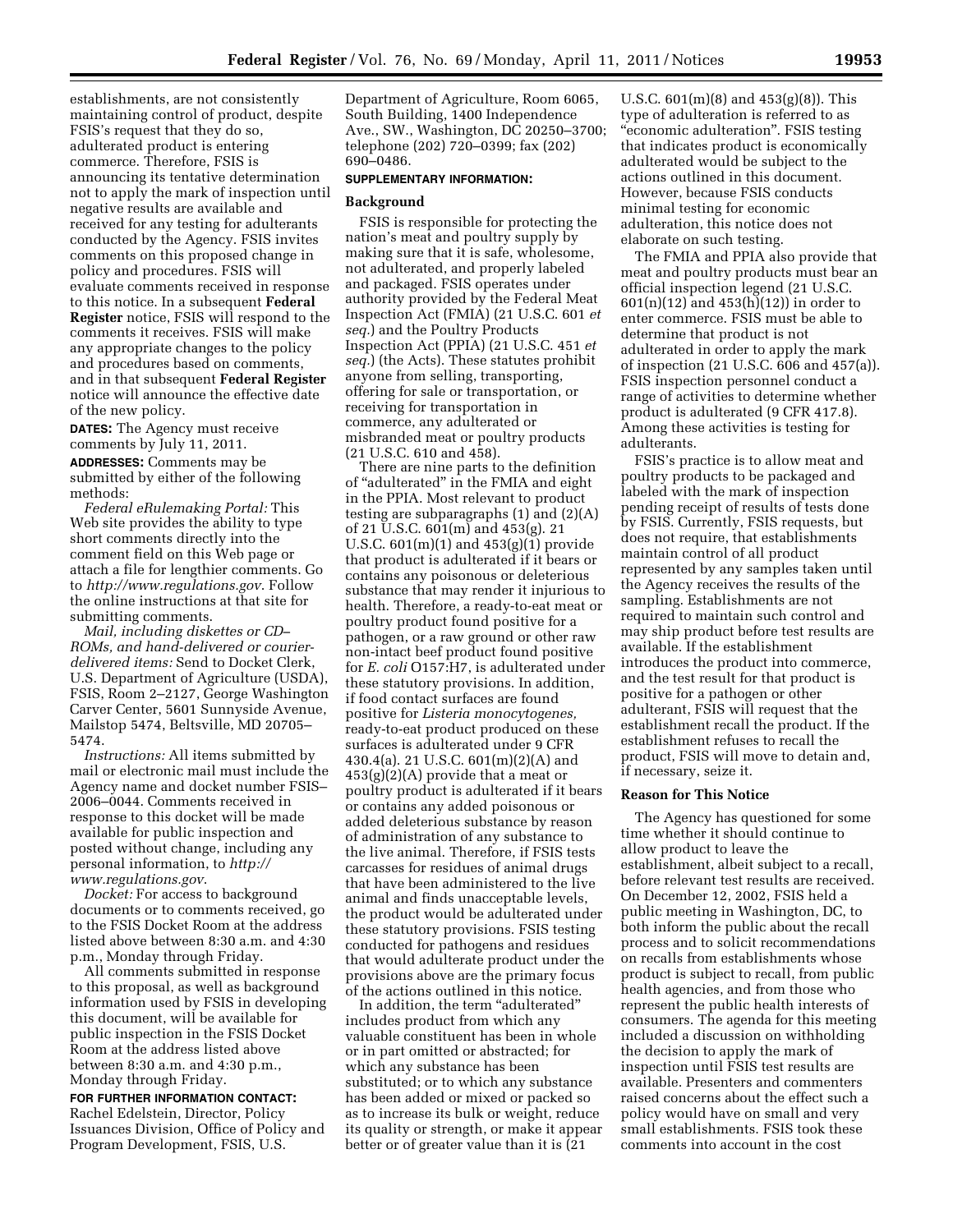establishments, are not consistently maintaining control of product, despite FSIS's request that they do so, adulterated product is entering commerce. Therefore, FSIS is announcing its tentative determination not to apply the mark of inspection until negative results are available and received for any testing for adulterants conducted by the Agency. FSIS invites comments on this proposed change in policy and procedures. FSIS will evaluate comments received in response to this notice. In a subsequent **Federal Register** notice, FSIS will respond to the comments it receives. FSIS will make any appropriate changes to the policy and procedures based on comments, and in that subsequent **Federal Register** notice will announce the effective date of the new policy.

**DATES:** The Agency must receive comments by July 11, 2011.

**ADDRESSES:** Comments may be submitted by either of the following methods:

*Federal eRulemaking Portal:* This Web site provides the ability to type short comments directly into the comment field on this Web page or attach a file for lengthier comments. Go to *http://www.regulations.gov*. Follow the online instructions at that site for submitting comments.

*Mail, including diskettes or CD–ROMs, and hand-delivered or courier-delivered items:* Send to Docket Clerk, U.S. Department of Agriculture (USDA), FSIS, Room 2–2127, George Washington Carver Center, 5601 Sunnyside Avenue, Mailstop 5474, Beltsville, MD 20705–5474.

*Instructions:* All items submitted by mail or electronic mail must include the Agency name and docket number FSIS–2006–0044. Comments received in response to this docket will be made available for public inspection and posted without change, including any personal information, to *http://www.regulations.gov*.

*Docket:* For access to background documents or to comments received, go to the FSIS Docket Room at the address listed above between 8:30 a.m. and 4:30 p.m., Monday through Friday.

All comments submitted in response to this proposal, as well as background information used by FSIS in developing this document, will be available for public inspection in the FSIS Docket Room at the address listed above between 8:30 a.m. and 4:30 p.m., Monday through Friday.

**FOR FURTHER INFORMATION CONTACT:** Rachel Edelstein, Director, Policy Issuances Division, Office of Policy and Program Development, FSIS, U.S. Department of Agriculture, Room 6065, South Building, 1400 Independence Ave., SW., Washington, DC 20250–3700; telephone (202) 720–0399; fax (202) 690–0486.

**SUPPLEMENTARY INFORMATION:**

## Background

FSIS is responsible for protecting the nation's meat and poultry supply by making sure that it is safe, wholesome, not adulterated, and properly labeled and packaged. FSIS operates under authority provided by the Federal Meat Inspection Act (FMIA) (21 U.S.C. 601 *et seq.*) and the Poultry Products Inspection Act (PPIA) (21 U.S.C. 451 *et seq.*) (the Acts). These statutes prohibit anyone from selling, transporting, offering for sale or transportation, or receiving for transportation in commerce, any adulterated or misbranded meat or poultry products (21 U.S.C. 610 and 458).

There are nine parts to the definition of "adulterated" in the FMIA and eight in the PPIA. Most relevant to product testing are subparagraphs (1) and (2)(A) of 21 U.S.C. 601(m) and 453(g). 21 U.S.C. 601(m)(1) and 453(g)(1) provide that product is adulterated if it bears or contains any poisonous or deleterious substance that may render it injurious to health. Therefore, a ready-to-eat meat or poultry product found positive for a pathogen, or a raw ground or other raw non-intact beef product found positive for *E. coli* O157:H7, is adulterated under these statutory provisions. In addition, if food contact surfaces are found positive for *Listeria monocytogenes,* ready-to-eat product produced on these surfaces is adulterated under 9 CFR 430.4(a). 21 U.S.C. 601(m)(2)(A) and 453(g)(2)(A) provide that a meat or poultry product is adulterated if it bears or contains any added poisonous or added deleterious substance by reason of administration of any substance to the live animal. Therefore, if FSIS tests carcasses for residues of animal drugs that have been administered to the live animal and finds unacceptable levels, the product would be adulterated under these statutory provisions. FSIS testing conducted for pathogens and residues that would adulterate product under the provisions above are the primary focus of the actions outlined in this notice.

In addition, the term "adulterated" includes product from which any valuable constituent has been in whole or in part omitted or abstracted; for which any substance has been substituted; or to which any substance has been added or mixed or packed so as to increase its bulk or weight, reduce its quality or strength, or make it appear better or of greater value than it is (21 U.S.C. 601(m)(8) and 453(g)(8)). This type of adulteration is referred to as "economic adulteration". FSIS testing that indicates product is economically adulterated would be subject to the actions outlined in this document. However, because FSIS conducts minimal testing for economic adulteration, this notice does not elaborate on such testing.

The FMIA and PPIA also provide that meat and poultry products must bear an official inspection legend (21 U.S.C. 601(n)(12) and 453(h)(12)) in order to enter commerce. FSIS must be able to determine that product is not adulterated in order to apply the mark of inspection (21 U.S.C. 606 and 457(a)). FSIS inspection personnel conduct a range of activities to determine whether product is adulterated (9 CFR 417.8). Among these activities is testing for adulterants.

FSIS's practice is to allow meat and poultry products to be packaged and labeled with the mark of inspection pending receipt of results of tests done by FSIS. Currently, FSIS requests, but does not require, that establishments maintain control of all product represented by any samples taken until the Agency receives the results of the sampling. Establishments are not required to maintain such control and may ship product before test results are available. If the establishment introduces the product into commerce, and the test result for that product is positive for a pathogen or other adulterant, FSIS will request that the establishment recall the product. If the establishment refuses to recall the product, FSIS will move to detain and, if necessary, seize it.

## Reason for This Notice

The Agency has questioned for some time whether it should continue to allow product to leave the establishment, albeit subject to a recall, before relevant test results are received. On December 12, 2002, FSIS held a public meeting in Washington, DC, to both inform the public about the recall process and to solicit recommendations on recalls from establishments whose product is subject to recall, from public health agencies, and from those who represent the public health interests of consumers. The agenda for this meeting included a discussion on withholding the decision to apply the mark of inspection until FSIS test results are available. Presenters and commenters raised concerns about the effect such a policy would have on small and very small establishments. FSIS took these comments into account in the cost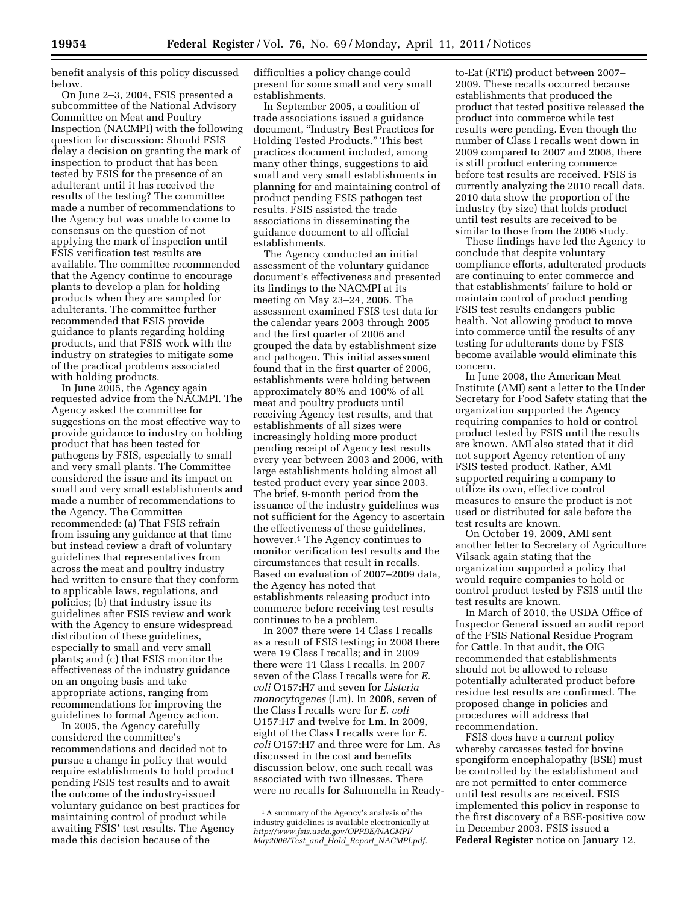benefit analysis of this policy discussed below.

On June 2–3, 2004, FSIS presented a subcommittee of the National Advisory Committee on Meat and Poultry Inspection (NACMPI) with the following question for discussion: Should FSIS delay a decision on granting the mark of inspection to product that has been tested by FSIS for the presence of an adulterant until it has received the results of the testing? The committee made a number of recommendations to the Agency but was unable to come to consensus on the question of not applying the mark of inspection until FSIS verification test results are available. The committee recommended that the Agency continue to encourage plants to develop a plan for holding products when they are sampled for adulterants. The committee further recommended that FSIS provide guidance to plants regarding holding products, and that FSIS work with the industry on strategies to mitigate some of the practical problems associated with holding products.

In June 2005, the Agency again requested advice from the NACMPI. The Agency asked the committee for suggestions on the most effective way to provide guidance to industry on holding product that has been tested for pathogens by FSIS, especially to small and very small plants. The Committee considered the issue and its impact on small and very small establishments and made a number of recommendations to the Agency. The Committee recommended: (a) That FSIS refrain from issuing any guidance at that time but instead review a draft of voluntary guidelines that representatives from across the meat and poultry industry had written to ensure that they conform to applicable laws, regulations, and policies; (b) that industry issue its guidelines after FSIS review and work with the Agency to ensure widespread distribution of these guidelines, especially to small and very small plants; and (c) that FSIS monitor the effectiveness of the industry guidance on an ongoing basis and take appropriate actions, ranging from recommendations for improving the guidelines to formal Agency action.

In 2005, the Agency carefully considered the committee's recommendations and decided not to pursue a change in policy that would require establishments to hold product pending FSIS test results and to await the outcome of the industry-issued voluntary guidance on best practices for maintaining control of product while awaiting FSIS' test results. The Agency made this decision because of the difficulties a policy change could present for some small and very small establishments.

In September 2005, a coalition of trade associations issued a guidance document, "Industry Best Practices for Holding Tested Products." This best practices document included, among many other things, suggestions to aid small and very small establishments in planning for and maintaining control of product pending FSIS pathogen test results. FSIS assisted the trade associations in disseminating the guidance document to all official establishments.

The Agency conducted an initial assessment of the voluntary guidance document's effectiveness and presented its findings to the NACMPI at its meeting on May 23–24, 2006. The assessment examined FSIS test data for the calendar years 2003 through 2005 and the first quarter of 2006 and grouped the data by establishment size and pathogen. This initial assessment found that in the first quarter of 2006, establishments were holding between approximately 80% and 100% of all meat and poultry products until receiving Agency test results, and that establishments of all sizes were increasingly holding more product pending receipt of Agency test results every year between 2003 and 2006, with large establishments holding almost all tested product every year since 2003. The brief, 9-month period from the issuance of the industry guidelines was not sufficient for the Agency to ascertain the effectiveness of these guidelines, however.[1] The Agency continues to monitor verification test results and the circumstances that result in recalls. Based on evaluation of 2007–2009 data, the Agency has noted that establishments releasing product into commerce before receiving test results continues to be a problem.

In 2007 there were 14 Class I recalls as a result of FSIS testing; in 2008 there were 19 Class I recalls; and in 2009 there were 11 Class I recalls. In 2007 seven of the Class I recalls were for *E. coli* O157:H7 and seven for *Listeria monocytogenes* (Lm). In 2008, seven of the Class I recalls were for *E. coli* O157:H7 and twelve for Lm. In 2009, eight of the Class I recalls were for *E. coli* O157:H7 and three were for Lm. As discussed in the cost and benefits discussion below, one such recall was associated with two illnesses. There were no recalls for Salmonella in Ready-to-Eat (RTE) product between 2007–2009. These recalls occurred because establishments that produced the product that tested positive released the product into commerce while test results were pending. Even though the number of Class I recalls went down in 2009 compared to 2007 and 2008, there is still product entering commerce before test results are received. FSIS is currently analyzing the 2010 recall data. 2010 data show the proportion of the industry (by size) that holds product until test results are received to be similar to those from the 2006 study.

These findings have led the Agency to conclude that despite voluntary compliance efforts, adulterated products are continuing to enter commerce and that establishments' failure to hold or maintain control of product pending FSIS test results endangers public health. Not allowing product to move into commerce until the results of any testing for adulterants done by FSIS become available would eliminate this concern.

In June 2008, the American Meat Institute (AMI) sent a letter to the Under Secretary for Food Safety stating that the organization supported the Agency requiring companies to hold or control product tested by FSIS until the results are known. AMI also stated that it did not support Agency retention of any FSIS tested product. Rather, AMI supported requiring a company to utilize its own, effective control measures to ensure the product is not used or distributed for sale before the test results are known.

On October 19, 2009, AMI sent another letter to Secretary of Agriculture Vilsack again stating that the organization supported a policy that would require companies to hold or control product tested by FSIS until the test results are known.

In March of 2010, the USDA Office of Inspector General issued an audit report of the FSIS National Residue Program for Cattle. In that audit, the OIG recommended that establishments should not be allowed to release potentially adulterated product before residue test results are confirmed. The proposed change in policies and procedures will address that recommendation.

FSIS does have a current policy whereby carcasses tested for bovine spongiform encephalopathy (BSE) must be controlled by the establishment and are not permitted to enter commerce until test results are received. FSIS implemented this policy in response to the first discovery of a BSE-positive cow in December 2003. FSIS issued a **Federal Register** notice on January 12,

[1] A summary of the Agency's analysis of the industry guidelines is available electronically at *http://www.fsis.usda.gov/OPPDE/NACMPI/May2006/Test_and_Hold_Report_NACMPI.pdf.*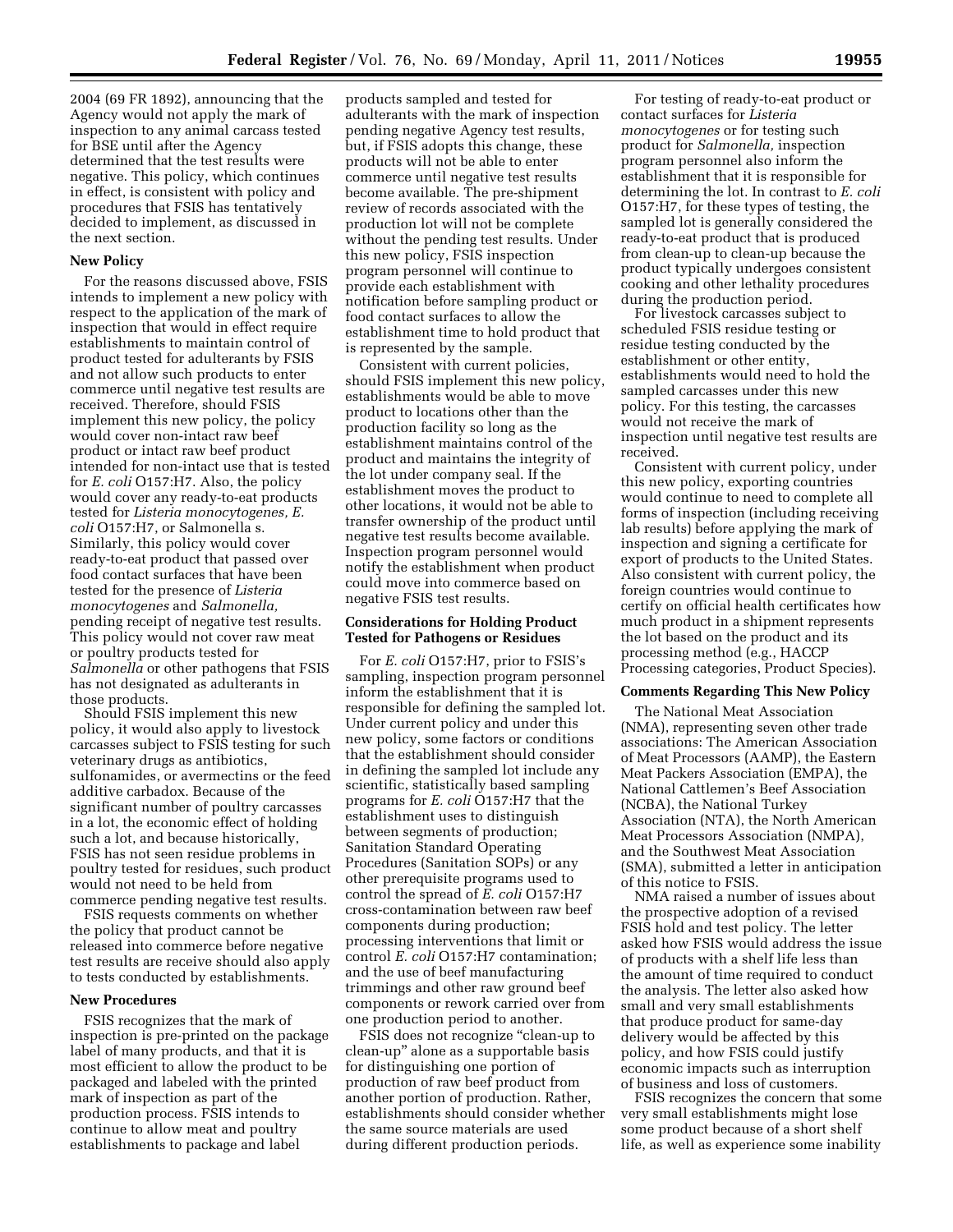2004 (69 FR 1892), announcing that the Agency would not apply the mark of inspection to any animal carcass tested for BSE until after the Agency determined that the test results were negative. This policy, which continues in effect, is consistent with policy and procedures that FSIS has tentatively decided to implement, as discussed in the next section.

**New Policy**

For the reasons discussed above, FSIS intends to implement a new policy with respect to the application of the mark of inspection that would in effect require establishments to maintain control of product tested for adulterants by FSIS and not allow such products to enter commerce until negative test results are received. Therefore, should FSIS implement this new policy, the policy would cover non-intact raw beef product or intact raw beef product intended for non-intact use that is tested for *E. coli* O157:H7. Also, the policy would cover any ready-to-eat products tested for *Listeria monocytogenes, E. coli* O157:H7, or Salmonella s. Similarly, this policy would cover ready-to-eat product that passed over food contact surfaces that have been tested for the presence of *Listeria monocytogenes* and *Salmonella,* pending receipt of negative test results. This policy would not cover raw meat or poultry products tested for *Salmonella* or other pathogens that FSIS has not designated as adulterants in those products.

Should FSIS implement this new policy, it would also apply to livestock carcasses subject to FSIS testing for such veterinary drugs as antibiotics, sulfonamides, or avermectins or the feed additive carbadox. Because of the significant number of poultry carcasses in a lot, the economic effect of holding such a lot, and because historically, FSIS has not seen residue problems in poultry tested for residues, such product would not need to be held from commerce pending negative test results.

FSIS requests comments on whether the policy that product cannot be released into commerce before negative test results are receive should also apply to tests conducted by establishments.

**New Procedures**

FSIS recognizes that the mark of inspection is pre-printed on the package label of many products, and that it is most efficient to allow the product to be packaged and labeled with the printed mark of inspection as part of the production process. FSIS intends to continue to allow meat and poultry establishments to package and label products sampled and tested for adulterants with the mark of inspection pending negative Agency test results, but, if FSIS adopts this change, these products will not be able to enter commerce until negative test results become available. The pre-shipment review of records associated with the production lot will not be complete without the pending test results. Under this new policy, FSIS inspection program personnel will continue to provide each establishment with notification before sampling product or food contact surfaces to allow the establishment time to hold product that is represented by the sample.

Consistent with current policies, should FSIS implement this new policy, establishments would be able to move product to locations other than the production facility so long as the establishment maintains control of the product and maintains the integrity of the lot under company seal. If the establishment moves the product to other locations, it would not be able to transfer ownership of the product until negative test results become available. Inspection program personnel would notify the establishment when product could move into commerce based on negative FSIS test results.

**Considerations for Holding Product Tested for Pathogens or Residues**

For *E. coli* O157:H7, prior to FSIS's sampling, inspection program personnel inform the establishment that it is responsible for defining the sampled lot. Under current policy and under this new policy, some factors or conditions that the establishment should consider in defining the sampled lot include any scientific, statistically based sampling programs for *E. coli* O157:H7 that the establishment uses to distinguish between segments of production; Sanitation Standard Operating Procedures (Sanitation SOPs) or any other prerequisite programs used to control the spread of *E. coli* O157:H7 cross-contamination between raw beef components during production; processing interventions that limit or control *E. coli* O157:H7 contamination; and the use of beef manufacturing trimmings and other raw ground beef components or rework carried over from one production period to another.

FSIS does not recognize "clean-up to clean-up" alone as a supportable basis for distinguishing one portion of production of raw beef product from another portion of production. Rather, establishments should consider whether the same source materials are used during different production periods.

For testing of ready-to-eat product or contact surfaces for *Listeria monocytogenes* or for testing such product for *Salmonella,* inspection program personnel also inform the establishment that it is responsible for determining the lot. In contrast to *E. coli* O157:H7, for these types of testing, the sampled lot is generally considered the ready-to-eat product that is produced from clean-up to clean-up because the product typically undergoes consistent cooking and other lethality procedures during the production period.

For livestock carcasses subject to scheduled FSIS residue testing or residue testing conducted by the establishment or other entity, establishments would need to hold the sampled carcasses under this new policy. For this testing, the carcasses would not receive the mark of inspection until negative test results are received.

Consistent with current policy, under this new policy, exporting countries would continue to need to complete all forms of inspection (including receiving lab results) before applying the mark of inspection and signing a certificate for export of products to the United States. Also consistent with current policy, the foreign countries would continue to certify on official health certificates how much product in a shipment represents the lot based on the product and its processing method (e.g., HACCP Processing categories, Product Species).

**Comments Regarding This New Policy**

The National Meat Association (NMA), representing seven other trade associations: The American Association of Meat Processors (AAMP), the Eastern Meat Packers Association (EMPA), the National Cattlemen's Beef Association (NCBA), the National Turkey Association (NTA), the North American Meat Processors Association (NMPA), and the Southwest Meat Association (SMA), submitted a letter in anticipation of this notice to FSIS.

NMA raised a number of issues about the prospective adoption of a revised FSIS hold and test policy. The letter asked how FSIS would address the issue of products with a shelf life less than the amount of time required to conduct the analysis. The letter also asked how small and very small establishments that produce product for same-day delivery would be affected by this policy, and how FSIS could justify economic impacts such as interruption of business and loss of customers.

FSIS recognizes the concern that some very small establishments might lose some product because of a short shelf life, as well as experience some inability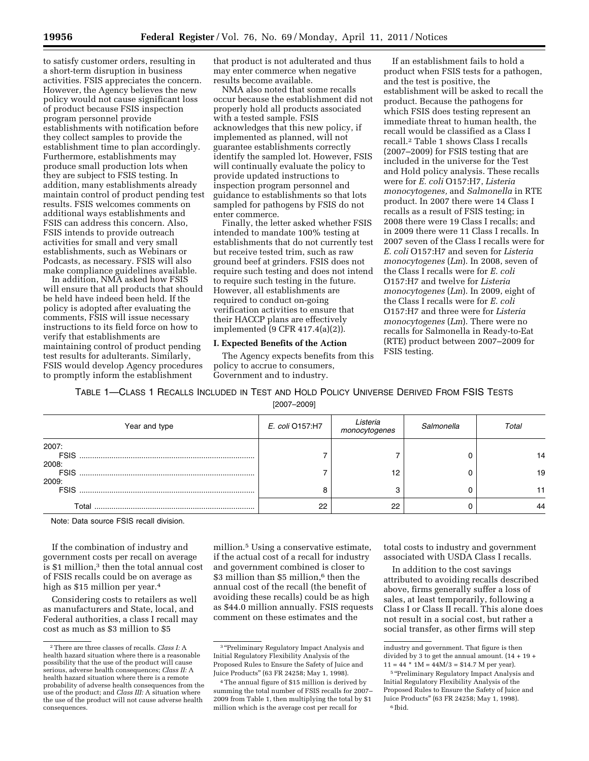to satisfy customer orders, resulting in a short-term disruption in business activities. FSIS appreciates the concern. However, the Agency believes the new policy would not cause significant loss of product because FSIS inspection program personnel provide establishments with notification before they collect samples to provide the establishment time to plan accordingly. Furthermore, establishments may produce small production lots when they are subject to FSIS testing. In addition, many establishments already maintain control of product pending test results. FSIS welcomes comments on additional ways establishments and FSIS can address this concern. Also, FSIS intends to provide outreach activities for small and very small establishments, such as Webinars or Podcasts, as necessary. FSIS will also make compliance guidelines available.

In addition, NMA asked how FSIS will ensure that all products that should be held have indeed been held. If the policy is adopted after evaluating the comments, FSIS will issue necessary instructions to its field force on how to verify that establishments are maintaining control of product pending test results for adulterants. Similarly, FSIS would develop Agency procedures to promptly inform the establishment that product is not adulterated and thus may enter commerce when negative results become available.

NMA also noted that some recalls occur because the establishment did not properly hold all products associated with a tested sample. FSIS acknowledges that this new policy, if implemented as planned, will not guarantee establishments correctly identify the sampled lot. However, FSIS will continually evaluate the policy to provide updated instructions to inspection program personnel and guidance to establishments so that lots sampled for pathogens by FSIS do not enter commerce.

Finally, the letter asked whether FSIS intended to mandate 100% testing at establishments that do not currently test but receive tested trim, such as raw ground beef at grinders. FSIS does not require such testing and does not intend to require such testing in the future. However, all establishments are required to conduct on-going verification activities to ensure that their HACCP plans are effectively implemented (9 CFR 417.4(a)(2)).

## I. Expected Benefits of the Action

The Agency expects benefits from this policy to accrue to consumers, Government and to industry.

If an establishment fails to hold a product when FSIS tests for a pathogen, and the test is positive, the establishment will be asked to recall the product. Because the pathogens for which FSIS does testing represent an immediate threat to human health, the recall would be classified as a Class I recall.[2] Table 1 shows Class I recalls (2007–2009) for FSIS testing that are included in the universe for the Test and Hold policy analysis. These recalls were for *E. coli* O157:H7, *Listeria monocytogenes,* and *Salmonella* in RTE product. In 2007 there were 14 Class I recalls as a result of FSIS testing; in 2008 there were 19 Class I recalls; and in 2009 there were 11 Class I recalls. In 2007 seven of the Class I recalls were for *E. coli* O157:H7 and seven for *Listeria monocytogenes* (*Lm*). In 2008, seven of the Class I recalls were for *E. coli* O157:H7 and twelve for *Listeria monocytogenes* (*Lm*). In 2009, eight of the Class I recalls were for *E. coli* O157:H7 and three were for *Listeria monocytogenes* (*Lm*). There were no recalls for Salmonella in Ready-to-Eat (RTE) product between 2007–2009 for FSIS testing.

TABLE 1—CLASS 1 RECALLS INCLUDED IN TEST AND HOLD POLICY UNIVERSE DERIVED FROM FSIS TESTS
[2007–2009]

| Year and type | *E. coli* O157:H7 | *Listeria monocytogenes* | *Salmonella* | *Total* |
|---|---|---|---|---|
| 2007: | | | | |
| FSIS | 7 | 7 | 0 | 14 |
| 2008: | | | | |
| FSIS | 7 | 12 | 0 | 19 |
| 2009: | | | | |
| FSIS | 8 | 3 | 0 | 11 |
| Total | 22 | 22 | 0 | 44 |

Note: Data source FSIS recall division.

If the combination of industry and government costs per recall on average is $1 million,[3] then the total annual cost of FSIS recalls could be on average as high as $15 million per year.[4]

Considering costs to retailers as well as manufacturers and State, local, and Federal authorities, a class I recall may cost as much as $3 million to $5 million.[5] Using a conservative estimate, if the actual cost of a recall for industry and government combined is closer to $3 million than $5 million,[6] then the annual cost of the recall (the benefit of avoiding these recalls) could be as high as $44.0 million annually. FSIS requests comment on these estimates and the total costs to industry and government associated with USDA Class I recalls.

In addition to the cost savings attributed to avoiding recalls described above, firms generally suffer a loss of sales, at least temporarily, following a Class I or Class II recall. This alone does not result in a social cost, but rather a social transfer, as other firms will step

---

[2] There are three classes of recalls. *Class I:* A health hazard situation where there is a reasonable possibility that the use of the product will cause serious, adverse health consequences; *Class II:* A health hazard situation where there is a remote probability of adverse health consequences from the use of the product; and *Class III:* A situation where the use of the product will not cause adverse health consequences.

[3] "Preliminary Regulatory Impact Analysis and Initial Regulatory Flexibility Analysis of the Proposed Rules to Ensure the Safety of Juice and Juice Products" (63 FR 24258; May 1, 1998).

[4] The annual figure of $15 million is derived by summing the total number of FSIS recalls for 2007–2009 from Table 1, then multiplying the total by $1 million which is the average cost per recall for industry and government. That figure is then divided by 3 to get the annual amount. (14 + 19 + 11 = 44 * 1M = 44M/3 = $14.7 M per year).

[5] "Preliminary Regulatory Impact Analysis and Initial Regulatory Flexibility Analysis of the Proposed Rules to Ensure the Safety of Juice and Juice Products" (63 FR 24258; May 1, 1998).

[6] Ibid.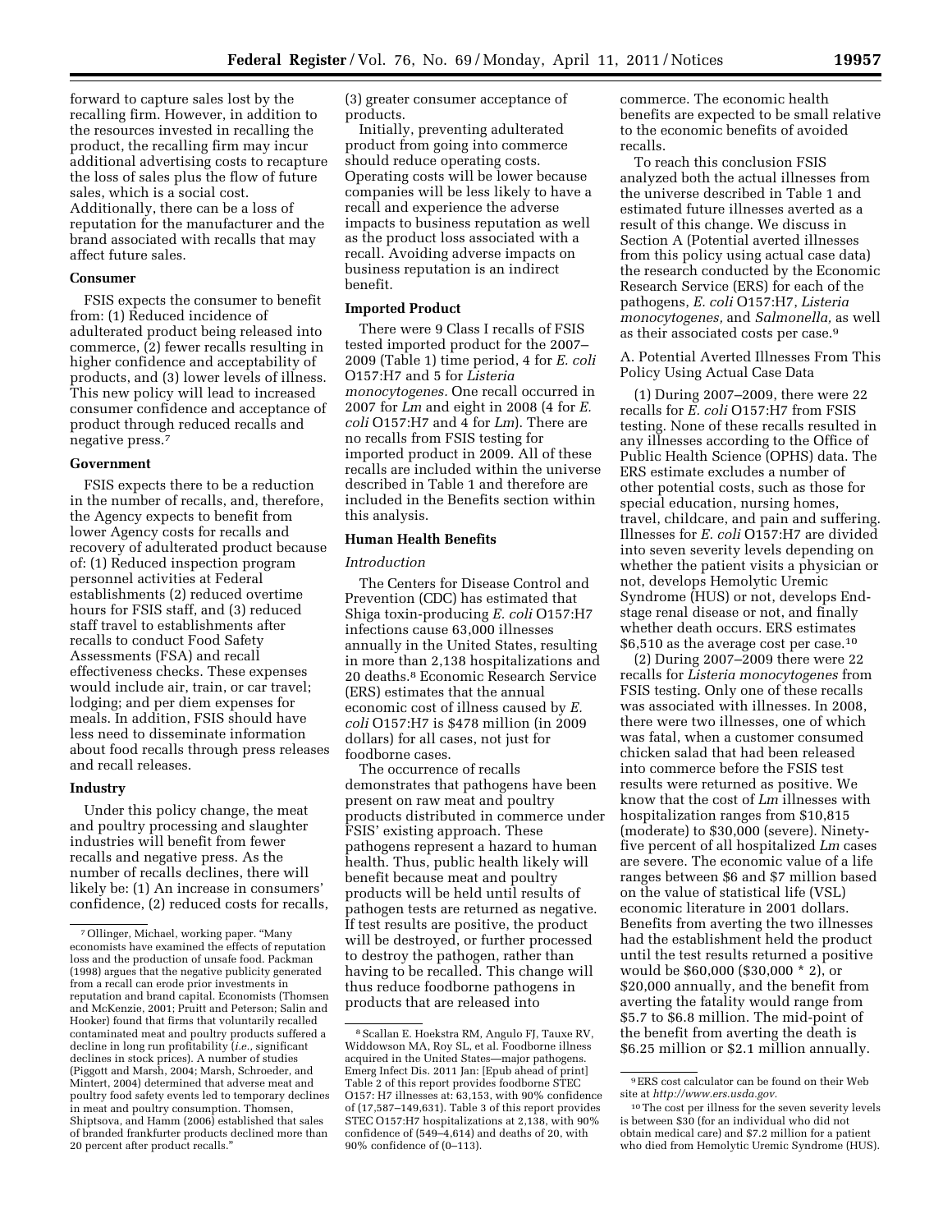forward to capture sales lost by the recalling firm. However, in addition to the resources invested in recalling the product, the recalling firm may incur additional advertising costs to recapture the loss of sales plus the flow of future sales, which is a social cost. Additionally, there can be a loss of reputation for the manufacturer and the brand associated with recalls that may affect future sales.

**Consumer**

FSIS expects the consumer to benefit from: (1) Reduced incidence of adulterated product being released into commerce, (2) fewer recalls resulting in higher confidence and acceptability of products, and (3) lower levels of illness. This new policy will lead to increased consumer confidence and acceptance of product through reduced recalls and negative press.[7]

**Government**

FSIS expects there to be a reduction in the number of recalls, and, therefore, the Agency expects to benefit from lower Agency costs for recalls and recovery of adulterated product because of: (1) Reduced inspection program personnel activities at Federal establishments (2) reduced overtime hours for FSIS staff, and (3) reduced staff travel to establishments after recalls to conduct Food Safety Assessments (FSA) and recall effectiveness checks. These expenses would include air, train, or car travel; lodging; and per diem expenses for meals. In addition, FSIS should have less need to disseminate information about food recalls through press releases and recall releases.

**Industry**

Under this policy change, the meat and poultry processing and slaughter industries will benefit from fewer recalls and negative press. As the number of recalls declines, there will likely be: (1) An increase in consumers' confidence, (2) reduced costs for recalls, (3) greater consumer acceptance of products.

Initially, preventing adulterated product from going into commerce should reduce operating costs. Operating costs will be lower because companies will be less likely to have a recall and experience the adverse impacts to business reputation as well as the product loss associated with a recall. Avoiding adverse impacts on business reputation is an indirect benefit.

**Imported Product**

There were 9 Class I recalls of FSIS tested imported product for the 2007–2009 (Table 1) time period, 4 for *E. coli* O157:H7 and 5 for *Listeria monocytogenes.* One recall occurred in 2007 for *Lm* and eight in 2008 (4 for *E. coli* O157:H7 and 4 for *Lm*). There are no recalls from FSIS testing for imported product in 2009. All of these recalls are included within the universe described in Table 1 and therefore are included in the Benefits section within this analysis.

**Human Health Benefits**

*Introduction*

The Centers for Disease Control and Prevention (CDC) has estimated that Shiga toxin-producing *E. coli* O157:H7 infections cause 63,000 illnesses annually in the United States, resulting in more than 2,138 hospitalizations and 20 deaths.[8] Economic Research Service (ERS) estimates that the annual economic cost of illness caused by *E. coli* O157:H7 is $478 million (in 2009 dollars) for all cases, not just for foodborne cases.

The occurrence of recalls demonstrates that pathogens have been present on raw meat and poultry products distributed in commerce under FSIS' existing approach. These pathogens represent a hazard to human health. Thus, public health likely will benefit because meat and poultry products will be held until results of pathogen tests are returned as negative. If test results are positive, the product will be destroyed, or further processed to destroy the pathogen, rather than having to be recalled. This change will thus reduce foodborne pathogens in products that are released into commerce. The economic health benefits are expected to be small relative to the economic benefits of avoided recalls.

To reach this conclusion FSIS analyzed both the actual illnesses from the universe described in Table 1 and estimated future illnesses averted as a result of this change. We discuss in Section A (Potential averted illnesses from this policy using actual case data) the research conducted by the Economic Research Service (ERS) for each of the pathogens, *E. coli* O157:H7, *Listeria monocytogenes,* and *Salmonella,* as well as their associated costs per case.[9]

A. Potential Averted Illnesses From This Policy Using Actual Case Data

(1) During 2007–2009, there were 22 recalls for *E. coli* O157:H7 from FSIS testing. None of these recalls resulted in any illnesses according to the Office of Public Health Science (OPHS) data. The ERS estimate excludes a number of other potential costs, such as those for special education, nursing homes, travel, childcare, and pain and suffering. Illnesses for *E. coli* O157:H7 are divided into seven severity levels depending on whether the patient visits a physician or not, develops Hemolytic Uremic Syndrome (HUS) or not, develops End-stage renal disease or not, and finally whether death occurs. ERS estimates $6,510 as the average cost per case.[10]

(2) During 2007–2009 there were 22 recalls for *Listeria monocytogenes* from FSIS testing. Only one of these recalls was associated with illnesses. In 2008, there were two illnesses, one of which was fatal, when a customer consumed chicken salad that had been released into commerce before the FSIS test results were returned as positive. We know that the cost of *Lm* illnesses with hospitalization ranges from $10,815 (moderate) to $30,000 (severe). Ninety-five percent of all hospitalized *Lm* cases are severe. The economic value of a life ranges between $6 and $7 million based on the value of statistical life (VSL) economic literature in 2001 dollars. Benefits from averting the two illnesses had the establishment held the product until the test results returned a positive would be $60,000 ($30,000 * 2), or $20,000 annually, and the benefit from averting the fatality would range from $5.7 to $6.8 million. The mid-point of the benefit from averting the death is $6.25 million or $2.1 million annually.

---

[7] Ollinger, Michael, working paper. "Many economists have examined the effects of reputation loss and the production of unsafe food. Packman (1998) argues that the negative publicity generated from a recall can erode prior investments in reputation and brand capital. Economists (Thomsen and McKenzie, 2001; Pruitt and Peterson; Salin and Hooker) found that firms that voluntarily recalled contaminated meat and poultry products suffered a decline in long run profitability (*i.e.,* significant declines in stock prices). A number of studies (Piggott and Marsh, 2004; Marsh, Schroeder, and Mintert, 2004) determined that adverse meat and poultry food safety events led to temporary declines in meat and poultry consumption. Thomsen, Shiptsova, and Hamm (2006) established that sales of branded frankfurter products declined more than 20 percent after product recalls."

[8] Scallan E. Hoekstra RM, Angulo FJ, Tauxe RV, Widdowson MA, Roy SL, et al. Foodborne illness acquired in the United States—major pathogens. Emerg Infect Dis. 2011 Jan: [Epub ahead of print] Table 2 of this report provides foodborne STEC O157: H7 illnesses at: 63,153, with 90% confidence of (17,587–149,631). Table 3 of this report provides STEC O157:H7 hospitalizations at 2,138, with 90% confidence of (549–4,614) and deaths of 20, with 90% confidence of (0–113).

[9] ERS cost calculator can be found on their Web site at *http://www.ers.usda.gov.*

[10] The cost per illness for the seven severity levels is between $30 (for an individual who did not obtain medical care) and $7.2 million for a patient who died from Hemolytic Uremic Syndrome (HUS).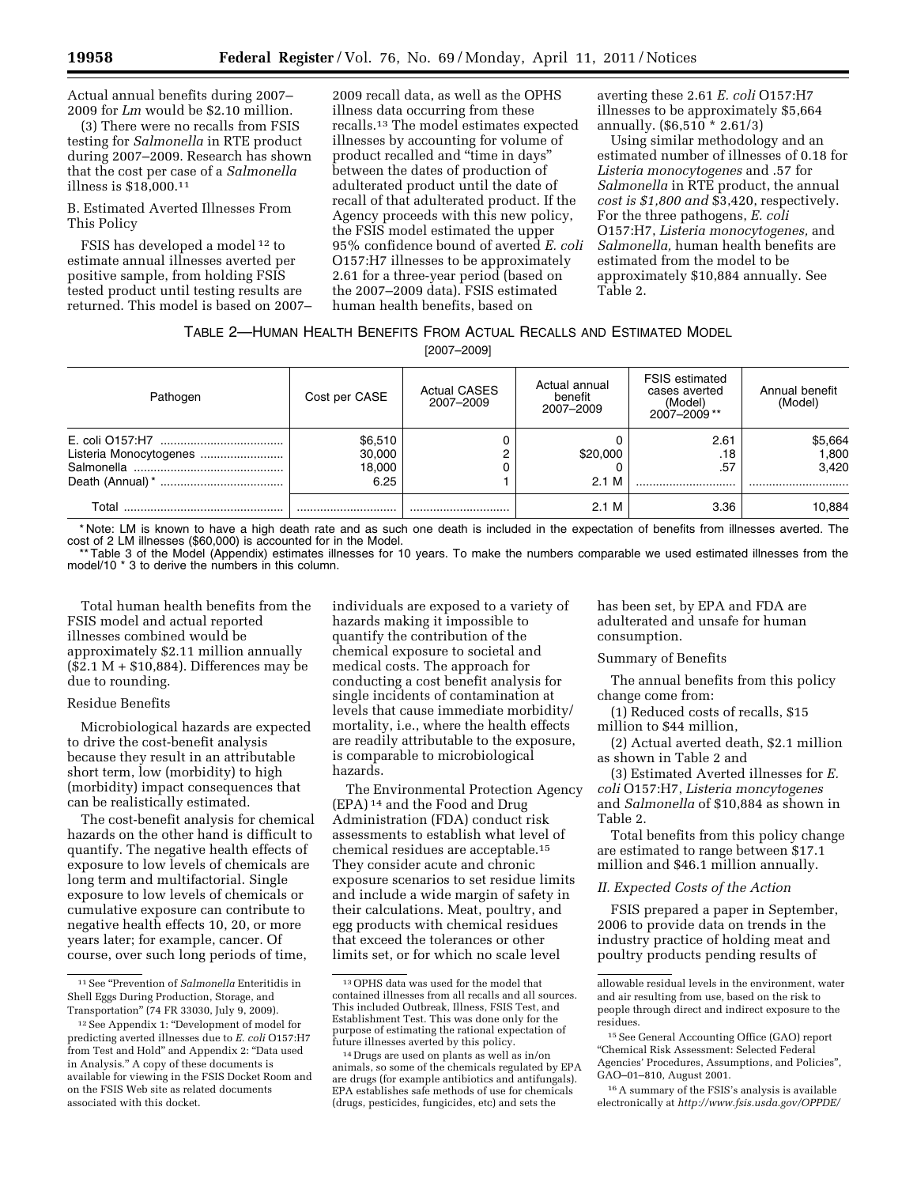Actual annual benefits during 2007–2009 for *Lm* would be $2.10 million.

(3) There were no recalls from FSIS testing for *Salmonella* in RTE product during 2007–2009. Research has shown that the cost per case of a *Salmonella* illness is $18,000.[11]

B. Estimated Averted Illnesses From This Policy

FSIS has developed a model[12] to estimate annual illnesses averted per positive sample, from holding FSIS tested product until testing results are returned. This model is based on 2007–2009 recall data, as well as the OPHS illness data occurring from these recalls.[13] The model estimates expected illnesses by accounting for volume of product recalled and "time in days" between the dates of production of adulterated product until the date of recall of that adulterated product. If the Agency proceeds with this new policy, the FSIS model estimated the upper 95% confidence bound of averted *E. coli* O157:H7 illnesses to be approximately 2.61 for a three-year period (based on the 2007–2009 data). FSIS estimated human health benefits, based on averting these 2.61 *E. coli* O157:H7 illnesses to be approximately $5,664 annually. ($6,510 * 2.61/3)

Using similar methodology and an estimated number of illnesses of 0.18 for *Listeria monocytogenes* and .57 for *Salmonella* in RTE product, the annual *cost is $1,800 and* $3,420, respectively. For the three pathogens, *E. coli* O157:H7, *Listeria monocytogenes,* and *Salmonella,* human health benefits are estimated from the model to be approximately $10,884 annually. See Table 2.

TABLE 2—HUMAN HEALTH BENEFITS FROM ACTUAL RECALLS AND ESTIMATED MODEL

[2007–2009]

| Pathogen | Cost per CASE | Actual CASES 2007–2009 | Actual annual benefit 2007–2009 | FSIS estimated cases averted (Model) 2007–2009 ** | Annual benefit (Model) |
|---|---|---|---|---|---|
| E. coli O157:H7 | $6,510 | 0 | 0 | 2.61 | $5,664 |
| Listeria Monocytogenes | 30,000 | 2 | $20,000 | .18 | 1,800 |
| Salmonella | 18,000 | 0 | 0 | .57 | 3,420 |
| Death (Annual) * | 6.25 | 1 | 2.1 M | | |
| Total | | | 2.1 M | 3.36 | 10,884 |

* Note: LM is known to have a high death rate and as such one death is included in the expectation of benefits from illnesses averted. The cost of 2 LM illnesses ($60,000) is accounted for in the Model.

** Table 3 of the Model (Appendix) estimates illnesses for 10 years. To make the numbers comparable we used estimated illnesses from the model/10 * 3 to derive the numbers in this column.

Total human health benefits from the FSIS model and actual reported illnesses combined would be approximately $2.11 million annually ($2.1 M + $10,884). Differences may be due to rounding.

Residue Benefits

Microbiological hazards are expected to drive the cost-benefit analysis because they result in an attributable short term, low (morbidity) to high (morbidity) impact consequences that can be realistically estimated.

The cost-benefit analysis for chemical hazards on the other hand is difficult to quantify. The negative health effects of exposure to low levels of chemicals are long term and multifactorial. Single exposure to low levels of chemicals or cumulative exposure can contribute to negative health effects 10, 20, or more years later; for example, cancer. Of course, over such long periods of time, individuals are exposed to a variety of hazards making it impossible to quantify the contribution of the chemical exposure to societal and medical costs. The approach for conducting a cost benefit analysis for single incidents of contamination at levels that cause immediate morbidity/mortality, i.e., where the health effects are readily attributable to the exposure, is comparable to microbiological hazards.

The Environmental Protection Agency (EPA)[14] and the Food and Drug Administration (FDA) conduct risk assessments to establish what level of chemical residues are acceptable.[15] They consider acute and chronic exposure scenarios to set residue limits and include a wide margin of safety in their calculations. Meat, poultry, and egg products with chemical residues that exceed the tolerances or other limits set, or for which no scale level has been set, by EPA and FDA are adulterated and unsafe for human consumption.

Summary of Benefits

The annual benefits from this policy change come from:

(1) Reduced costs of recalls, $15 million to $44 million,

(2) Actual averted death, $2.1 million as shown in Table 2 and

(3) Estimated Averted illnesses for *E. coli* O157:H7, *Listeria moncytogenes* and *Salmonella* of $10,884 as shown in Table 2.

Total benefits from this policy change are estimated to range between $17.1 million and $46.1 million annually.

*II. Expected Costs of the Action*

FSIS prepared a paper in September, 2006 to provide data on trends in the industry practice of holding meat and poultry products pending results of

---

[11] See "Prevention of *Salmonella* Enteritidis in Shell Eggs During Production, Storage, and Transportation" (74 FR 33030, July 9, 2009).

[12] See Appendix 1: "Development of model for predicting averted illnesses due to *E. coli* O157:H7 from Test and Hold" and Appendix 2: "Data used in Analysis." A copy of these documents is available for viewing in the FSIS Docket Room and on the FSIS Web site as related documents associated with this docket.

[13] OPHS data was used for the model that contained illnesses from all recalls and all sources. This included Outbreak, Illness, FSIS Test, and Establishment Test. This was done only for the purpose of estimating the rational expectation of future illnesses averted by this policy.

[14] Drugs are used on plants as well as in/on animals, so some of the chemicals regulated by EPA are drugs (for example antibiotics and antifungals). EPA establishes safe methods of use for chemicals (drugs, pesticides, fungicides, etc) and sets the allowable residual levels in the environment, water and air resulting from use, based on the risk to people through direct and indirect exposure to the residues.

[15] See General Accounting Office (GAO) report "Chemical Risk Assessment: Selected Federal Agencies' Procedures, Assumptions, and Policies", GAO–01–810, August 2001.

[16] A summary of the FSIS's analysis is available electronically at *http://www.fsis.usda.gov/OPPDE/*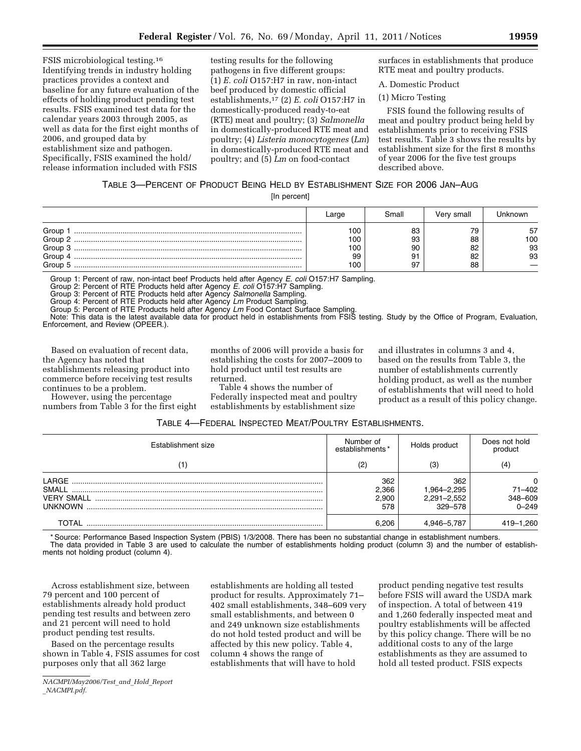FSIS microbiological testing.[16] Identifying trends in industry holding practices provides a context and baseline for any future evaluation of the effects of holding product pending test results. FSIS examined test data for the calendar years 2003 through 2005, as well as data for the first eight months of 2006, and grouped data by establishment size and pathogen. Specifically, FSIS examined the hold/release information included with FSIS testing results for the following pathogens in five different groups: (1) *E. coli* O157:H7 in raw, non-intact beef produced by domestic official establishments,[17] (2) *E. coli* O157:H7 in domestically-produced ready-to-eat (RTE) meat and poultry; (3) *Salmonella* in domestically-produced RTE meat and poultry; (4) *Listeria monocytogenes* (*Lm*) in domestically-produced RTE meat and poultry; and (5) *Lm* on food-contact surfaces in establishments that produce RTE meat and poultry products.

A. Domestic Product

(1) Micro Testing

FSIS found the following results of meat and poultry product being held by establishments prior to receiving FSIS test results. Table 3 shows the results by establishment size for the first 8 months of year 2006 for the five test groups described above.

TABLE 3—PERCENT OF PRODUCT BEING HELD BY ESTABLISHMENT SIZE FOR 2006 JAN–AUG

[In percent]

| | Large | Small | Very small | Unknown |
|---|---|---|---|---|
| Group 1 | 100 | 83 | 79 | 57 |
| Group 2 | 100 | 93 | 88 | 100 |
| Group 3 | 100 | 90 | 82 | 93 |
| Group 4 | 99 | 91 | 82 | 93 |
| Group 5 | 100 | 97 | 88 | — |

Group 1: Percent of raw, non-intact beef Products held after Agency *E. coli* O157:H7 Sampling.
Group 2: Percent of RTE Products held after Agency *E. coli* O157:H7 Sampling.
Group 3: Percent of RTE Products held after Agency *Salmonella* Sampling.
Group 4: Percent of RTE Products held after Agency *Lm* Product Sampling.
Group 5: Percent of RTE Products held after Agency *Lm* Food Contact Surface Sampling.
Note: This data is the latest available data for product held in establishments from FSIS testing. Study by the Office of Program, Evaluation, Enforcement, and Review (OPEER.).

Based on evaluation of recent data, the Agency has noted that establishments releasing product into commerce before receiving test results continues to be a problem.

However, using the percentage numbers from Table 3 for the first eight months of 2006 will provide a basis for establishing the costs for 2007–2009 to hold product until test results are returned.

Table 4 shows the number of Federally inspected meat and poultry establishments by establishment size and illustrates in columns 3 and 4, based on the results from Table 3, the number of establishments currently holding product, as well as the number of establishments that will need to hold product as a result of this policy change.

TABLE 4—FEDERAL INSPECTED MEAT/POULTRY ESTABLISHMENTS.

| Establishment size | Number of establishments* | Holds product | Does not hold product |
|---|---|---|---|
| (1) | (2) | (3) | (4) |
| LARGE | 362 | 362 | 0 |
| SMALL | 2,366 | 1,964–2,295 | 71–402 |
| VERY SMALL | 2,900 | 2,291–2,552 | 348–609 |
| UNKNOWN | 578 | 329–578 | 0–249 |
| TOTAL | 6,206 | 4,946–5,787 | 419–1,260 |

* Source: Performance Based Inspection System (PBIS) 1/3/2008. There has been no substantial change in establishment numbers.
The data provided in Table 3 are used to calculate the number of establishments holding product (column 3) and the number of establishments not holding product (column 4).

Across establishment size, between 79 percent and 100 percent of establishments already hold product pending test results and between zero and 21 percent will need to hold product pending test results.

Based on the percentage results shown in Table 4, FSIS assumes for cost purposes only that all 362 large establishments are holding all tested product for results. Approximately 71–402 small establishments, 348–609 very small establishments, and between 0 and 249 unknown size establishments do not hold tested product and will be affected by this new policy. Table 4, column 4 shows the range of establishments that will have to hold product pending negative test results before FSIS will award the USDA mark of inspection. A total of between 419 and 1,260 federally inspected meat and poultry establishments will be affected by this policy change. There will be no additional costs to any of the large establishments as they are assumed to hold all tested product. FSIS expects

*NACMPI/May2006/Test_and_Hold_Report_NACMPI.pdf.*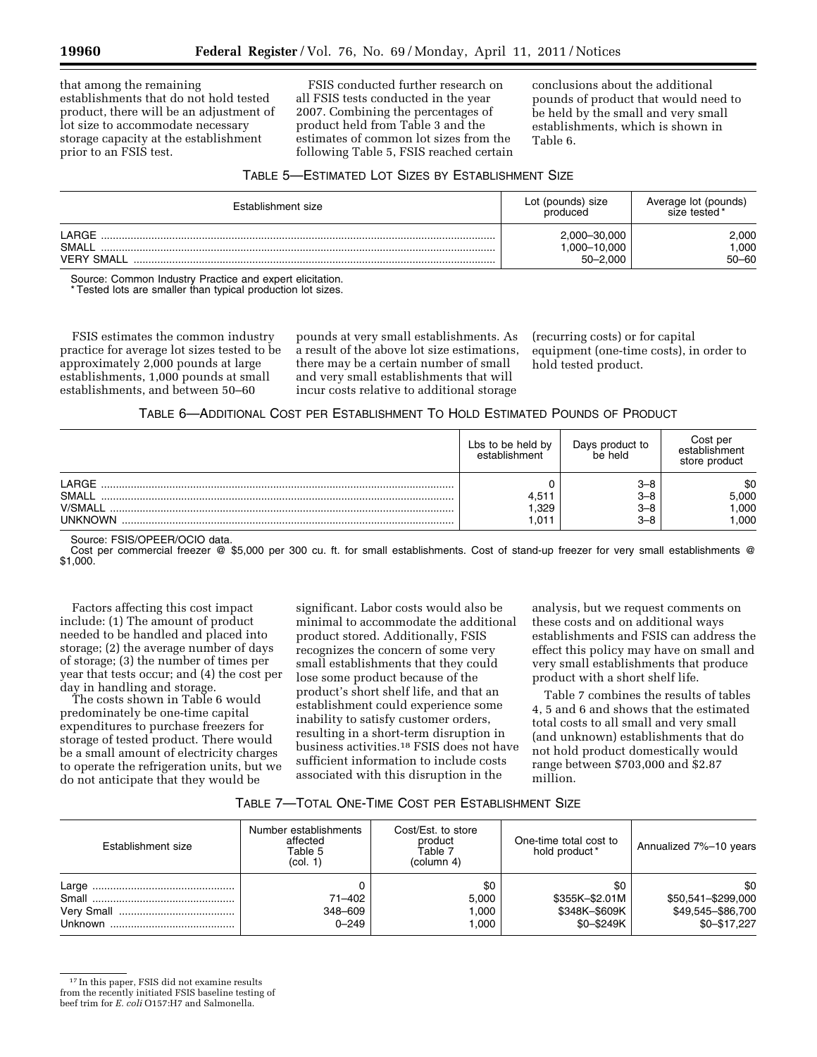that among the remaining establishments that do not hold tested product, there will be an adjustment of lot size to accommodate necessary storage capacity at the establishment prior to an FSIS test.

FSIS conducted further research on all FSIS tests conducted in the year 2007. Combining the percentages of product held from Table 3 and the estimates of common lot sizes from the following Table 5, FSIS reached certain conclusions about the additional pounds of product that would need to be held by the small and very small establishments, which is shown in Table 6.

TABLE 5—ESTIMATED LOT SIZES BY ESTABLISHMENT SIZE

| Establishment size | Lot (pounds) size produced | Average lot (pounds) size tested* |
|---|---|---|
| LARGE | 2,000–30,000 | 2,000 |
| SMALL | 1,000–10,000 | 1,000 |
| VERY SMALL | 50–2,000 | 50–60 |

Source: Common Industry Practice and expert elicitation.
* Tested lots are smaller than typical production lot sizes.

FSIS estimates the common industry practice for average lot sizes tested to be approximately 2,000 pounds at large establishments, 1,000 pounds at small establishments, and between 50–60 pounds at very small establishments. As a result of the above lot size estimations, there may be a certain number of small and very small establishments that will incur costs relative to additional storage (recurring costs) or for capital equipment (one-time costs), in order to hold tested product.

TABLE 6—ADDITIONAL COST PER ESTABLISHMENT TO HOLD ESTIMATED POUNDS OF PRODUCT

| | Lbs to be held by establishment | Days product to be held | Cost per establishment store product |
|---|---|---|---|
| LARGE | 0 | 3–8 | $0 |
| SMALL | 4,511 | 3–8 | 5,000 |
| V/SMALL | 1,329 | 3–8 | 1,000 |
| UNKNOWN | 1,011 | 3–8 | 1,000 |

Source: FSIS/OPEER/OCIO data.
Cost per commercial freezer @ $5,000 per 300 cu. ft. for small establishments. Cost of stand-up freezer for very small establishments @ $1,000.

Factors affecting this cost impact include: (1) The amount of product needed to be handled and placed into storage; (2) the average number of days of storage; (3) the number of times per year that tests occur; and (4) the cost per day in handling and storage.

The costs shown in Table 6 would predominately be one-time capital expenditures to purchase freezers for storage of tested product. There would be a small amount of electricity charges to operate the refrigeration units, but we do not anticipate that they would be significant. Labor costs would also be minimal to accommodate the additional product stored. Additionally, FSIS recognizes the concern of some very small establishments that they could lose some product because of the product's short shelf life, and that an establishment could experience some inability to satisfy customer orders, resulting in a short-term disruption in business activities.[18] FSIS does not have sufficient information to include costs associated with this disruption in the analysis, but we request comments on these costs and on additional ways establishments and FSIS can address the effect this policy may have on small and very small establishments that produce product with a short shelf life.

Table 7 combines the results of tables 4, 5 and 6 and shows that the estimated total costs to all small and very small (and unknown) establishments that do not hold product domestically would range between $703,000 and $2.87 million.

TABLE 7—TOTAL ONE-TIME COST PER ESTABLISHMENT SIZE

| Establishment size | Number establishments affected Table 5 (col. 1) | Cost/Est. to store product Table 7 (column 4) | One-time total cost to hold product* | Annualized 7%–10 years |
|---|---|---|---|---|
| Large | 0 | $0 | $0 | $0 |
| Small | 71–402 | 5,000 | $355K–$2.01M | $50,541–$299,000 |
| Very Small | 348–609 | 1,000 | $348K–$609K | $49,545–$86,700 |
| Unknown | 0–249 | 1,000 | $0–$249K | $0–$17,227 |

[17] In this paper, FSIS did not examine results from the recently initiated FSIS baseline testing of beef trim for *E. coli* O157:H7 and Salmonella.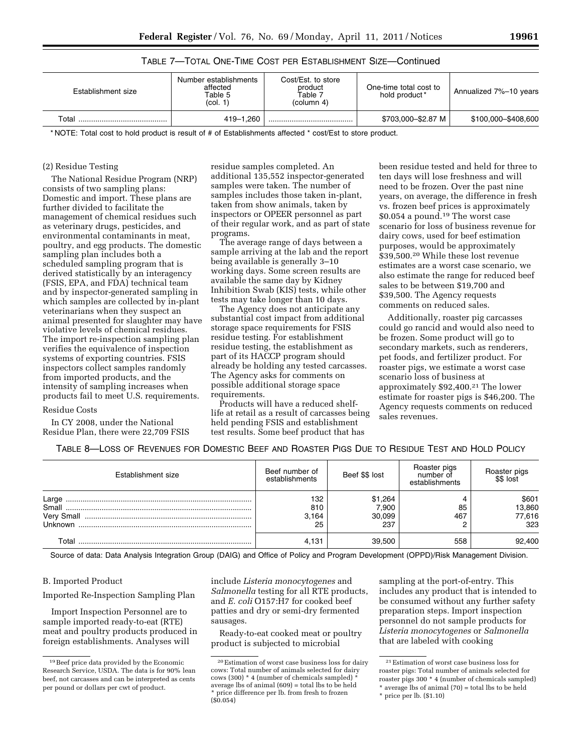TABLE 7—TOTAL ONE-TIME COST PER ESTABLISHMENT SIZE—Continued

| Establishment size | Number establishments affected Table 5 (col. 1) | Cost/Est. to store product Table 7 (column 4) | One-time total cost to hold product* | Annualized 7%–10 years |
|---|---|---|---|---|
| Total | 419–1,260 | | $703,000–$2.87 M | $100,000–$408,600 |

* NOTE: Total cost to hold product is result of # of Establishments affected * cost/Est to store product.

(2) Residue Testing

The National Residue Program (NRP) consists of two sampling plans: Domestic and import. These plans are further divided to facilitate the management of chemical residues such as veterinary drugs, pesticides, and environmental contaminants in meat, poultry, and egg products. The domestic sampling plan includes both a scheduled sampling program that is derived statistically by an interagency (FSIS, EPA, and FDA) technical team and by inspector-generated sampling in which samples are collected by in-plant veterinarians when they suspect an animal presented for slaughter may have violative levels of chemical residues. The import re-inspection sampling plan verifies the equivalence of inspection systems of exporting countries. FSIS inspectors collect samples randomly from imported products, and the intensity of sampling increases when products fail to meet U.S. requirements.

Residue Costs

In CY 2008, under the National Residue Plan, there were 22,709 FSIS residue samples completed. An additional 135,552 inspector-generated samples were taken. The number of samples includes those taken in-plant, taken from show animals, taken by inspectors or OPEER personnel as part of their regular work, and as part of state programs.

The average range of days between a sample arriving at the lab and the report being available is generally 3–10 working days. Some screen results are available the same day by Kidney Inhibition Swab (KIS) tests, while other tests may take longer than 10 days.

The Agency does not anticipate any substantial cost impact from additional storage space requirements for FSIS residue testing. For establishment residue testing, the establishment as part of its HACCP program should already be holding any tested carcasses. The Agency asks for comments on possible additional storage space requirements.

Products will have a reduced shelf-life at retail as a result of carcasses being held pending FSIS and establishment test results. Some beef product that has been residue tested and held for three to ten days will lose freshness and will need to be frozen. Over the past nine years, on average, the difference in fresh vs. frozen beef prices is approximately $0.054 a pound.[19] The worst case scenario for loss of business revenue for dairy cows, used for beef estimation purposes, would be approximately $39,500.[20] While these lost revenue estimates are a worst case scenario, we also estimate the range for reduced beef sales to be between $19,700 and $39,500. The Agency requests comments on reduced sales.

Additionally, roaster pig carcasses could go rancid and would also need to be frozen. Some product will go to secondary markets, such as renderers, pet foods, and fertilizer product. For roaster pigs, we estimate a worst case scenario loss of business at approximately $92,400.[21] The lower estimate for roaster pigs is $46,200. The Agency requests comments on reduced sales revenues.

TABLE 8—LOSS OF REVENUES FOR DOMESTIC BEEF AND ROASTER PIGS DUE TO RESIDUE TEST AND HOLD POLICY

| Establishment size | Beef number of establishments | Beef $$ lost | Roaster pigs number of establishments | Roaster pigs $$ lost |
|---|---|---|---|---|
| Large | 132 | $1,264 | 4 | $601 |
| Small | 810 | 7,900 | 85 | 13,860 |
| Very Small | 3,164 | 30,099 | 467 | 77,616 |
| Unknown | 25 | 237 | 2 | 323 |
| Total | 4,131 | 39,500 | 558 | 92,400 |

Source of data: Data Analysis Integration Group (DAIG) and Office of Policy and Program Development (OPPD)/Risk Management Division.

B. Imported Product

Imported Re-Inspection Sampling Plan

Import Inspection Personnel are to sample imported ready-to-eat (RTE) meat and poultry products produced in foreign establishments. Analyses will include *Listeria monocytogenes* and *Salmonella* testing for all RTE products, and *E. coli* O157:H7 for cooked beef patties and dry or semi-dry fermented sausages.

Ready-to-eat cooked meat or poultry product is subjected to microbial sampling at the port-of-entry. This includes any product that is intended to be consumed without any further safety preparation steps. Import inspection personnel do not sample products for *Listeria monocytogenes* or *Salmonella* that are labeled with cooking

[19] Beef price data provided by the Economic Research Service, USDA. The data is for 90% lean beef, not carcasses and can be interpreted as cents per pound or dollars per cwt of product.

[20] Estimation of worst case business loss for dairy cows: Total number of animals selected for dairy cows (300) * 4 (number of chemicals sampled) * average lbs of animal (609) = total lbs to be held * price difference per lb. from fresh to frozen ($0.054)

[21] Estimation of worst case business loss for roaster pigs: Total number of animals selected for roaster pigs 300 * 4 (number of chemicals sampled) * average lbs of animal (70) = total lbs to be held * price per lb. ($1.10)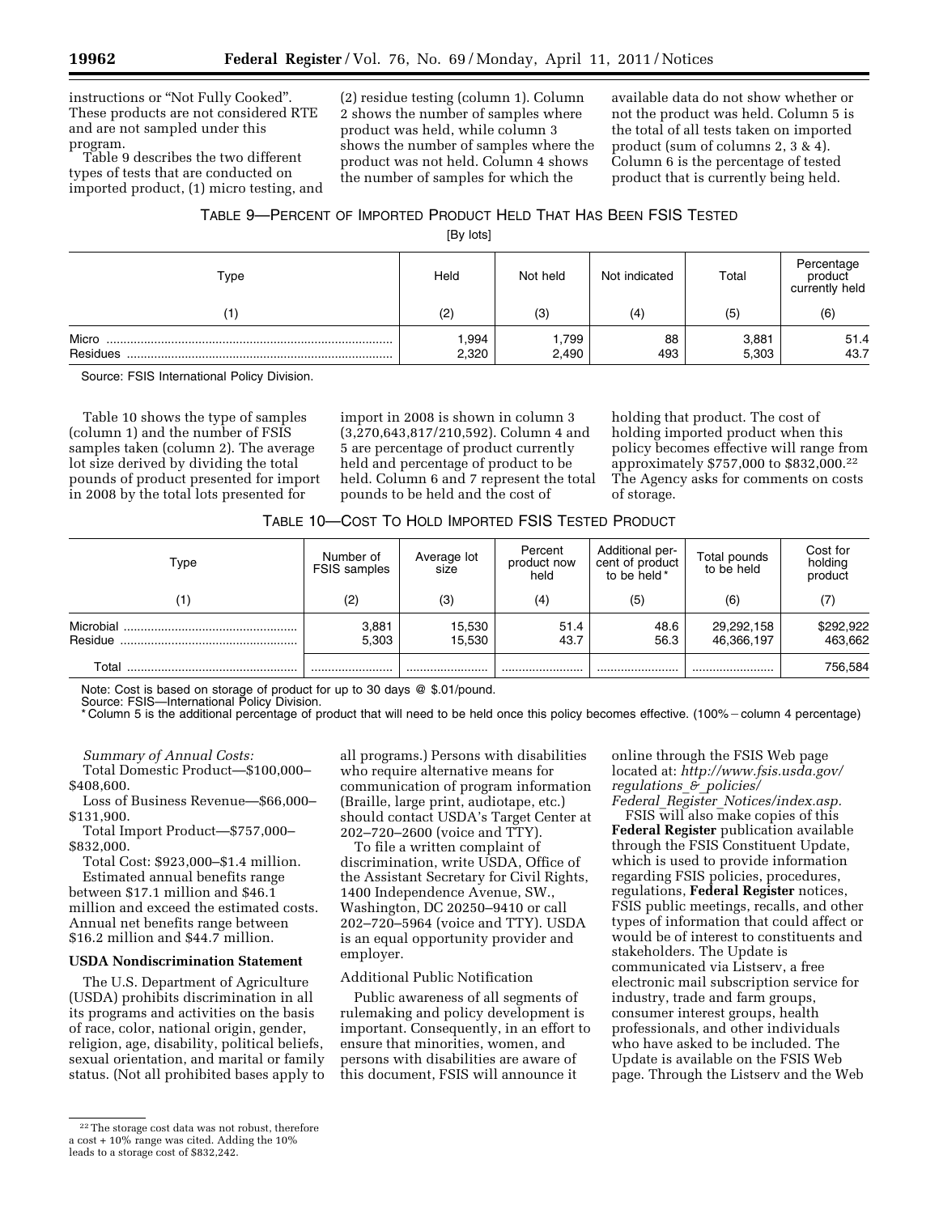instructions or "Not Fully Cooked". These products are not considered RTE and are not sampled under this program.

Table 9 describes the two different types of tests that are conducted on imported product, (1) micro testing, and (2) residue testing (column 1). Column 2 shows the number of samples where product was held, while column 3 shows the number of samples where the product was not held. Column 4 shows the number of samples for which the available data do not show whether or not the product was held. Column 5 is the total of all tests taken on imported product (sum of columns 2, 3 & 4). Column 6 is the percentage of tested product that is currently being held.

TABLE 9—PERCENT OF IMPORTED PRODUCT HELD THAT HAS BEEN FSIS TESTED

[By lots]

| Type | Held | Not held | Not indicated | Total | Percentage product currently held |
|---|---|---|---|---|---|
| (1) | (2) | (3) | (4) | (5) | (6) |
| Micro | 1,994 | 1,799 | 88 | 3,881 | 51.4 |
| Residues | 2,320 | 2,490 | 493 | 5,303 | 43.7 |

Source: FSIS International Policy Division.

Table 10 shows the type of samples (column 1) and the number of FSIS samples taken (column 2). The average lot size derived by dividing the total pounds of product presented for import in 2008 by the total lots presented for import in 2008 is shown in column 3 (3,270,643,817/210,592). Column 4 and 5 are percentage of product currently held and percentage of product to be held. Column 6 and 7 represent the total pounds to be held and the cost of holding that product. The cost of holding imported product when this policy becomes effective will range from approximately \$757,000 to \$832,000.[22] The Agency asks for comments on costs of storage.

TABLE 10—COST TO HOLD IMPORTED FSIS TESTED PRODUCT

| Type | Number of FSIS samples | Average lot size | Percent product now held | Additional percent of product to be held * | Total pounds to be held | Cost for holding product |
|---|---|---|---|---|---|---|
| (1) | (2) | (3) | (4) | (5) | (6) | (7) |
| Microbial | 3,881 | 15,530 | 51.4 | 48.6 | 29,292,158 | \$292,922 |
| Residue | 5,303 | 15,530 | 43.7 | 56.3 | 46,366,197 | 463,662 |
| Total | | | | | | 756,584 |

Note: Cost is based on storage of product for up to 30 days @ \$.01/pound.

Source: FSIS—International Policy Division.

* Column 5 is the additional percentage of product that will need to be held once this policy becomes effective. (100% − column 4 percentage)

*Summary of Annual Costs:*

Total Domestic Product—\$100,000–\$408,600.

Loss of Business Revenue—\$66,000–\$131,900.

Total Import Product—\$757,000–\$832,000.

Total Cost: \$923,000–\$1.4 million.

Estimated annual benefits range between \$17.1 million and \$46.1 million and exceed the estimated costs. Annual net benefits range between \$16.2 million and \$44.7 million.

**USDA Nondiscrimination Statement**

The U.S. Department of Agriculture (USDA) prohibits discrimination in all its programs and activities on the basis of race, color, national origin, gender, religion, age, disability, political beliefs, sexual orientation, and marital or family status. (Not all prohibited bases apply to all programs.) Persons with disabilities who require alternative means for communication of program information (Braille, large print, audiotape, etc.) should contact USDA's Target Center at 202–720–2600 (voice and TTY).

To file a written complaint of discrimination, write USDA, Office of the Assistant Secretary for Civil Rights, 1400 Independence Avenue, SW., Washington, DC 20250–9410 or call 202–720–5964 (voice and TTY). USDA is an equal opportunity provider and employer.

Additional Public Notification

Public awareness of all segments of rulemaking and policy development is important. Consequently, in an effort to ensure that minorities, women, and persons with disabilities are aware of this document, FSIS will announce it online through the FSIS Web page located at: *http://www.fsis.usda.gov/regulations_&_policies/Federal_Register_Notices/index.asp.*

FSIS will also make copies of this **Federal Register** publication available through the FSIS Constituent Update, which is used to provide information regarding FSIS policies, procedures, regulations, **Federal Register** notices, FSIS public meetings, recalls, and other types of information that could affect or would be of interest to constituents and stakeholders. The Update is communicated via Listserv, a free electronic mail subscription service for industry, trade and farm groups, consumer interest groups, health professionals, and other individuals who have asked to be included. The Update is available on the FSIS Web page. Through the Listserv and the Web

[22] The storage cost data was not robust, therefore a cost + 10% range was cited. Adding the 10% leads to a storage cost of \$832,242.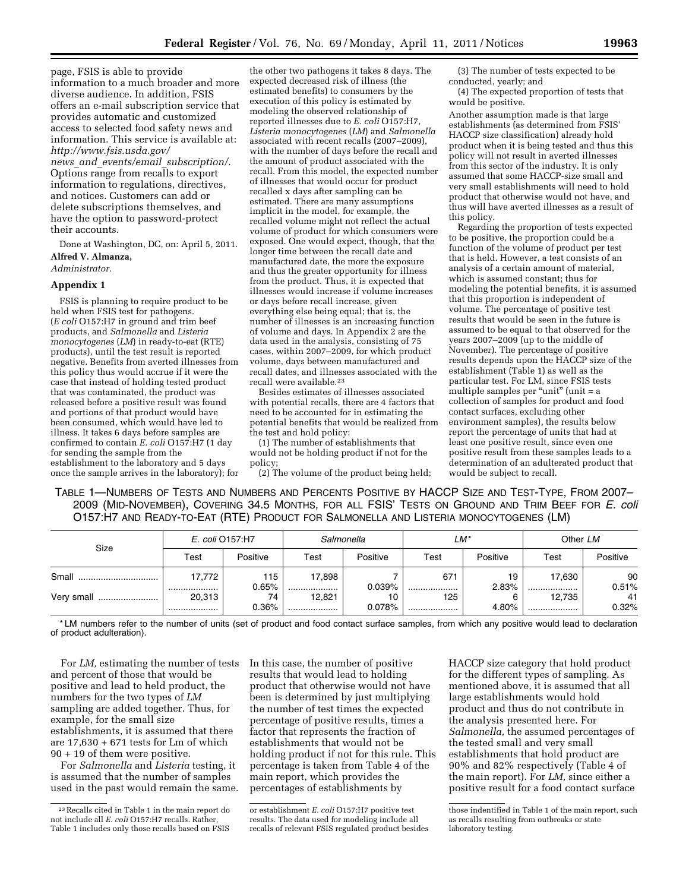page, FSIS is able to provide information to a much broader and more diverse audience. In addition, FSIS offers an e-mail subscription service that provides automatic and customized access to selected food safety news and information. This service is available at: *http://www.fsis.usda.gov/news_and_events/email_subscription/.* Options range from recalls to export information to regulations, directives, and notices. Customers can add or delete subscriptions themselves, and have the option to password-protect their accounts.

Done at Washington, DC, on: April 5, 2011.

**Alfred V. Almanza,**

*Administrator.*

## Appendix 1

FSIS is planning to require product to be held when FSIS test for pathogens. (*E coli* O157:H7 in ground and trim beef products, and *Salmonella* and *Listeria monocytogenes* (*LM*) in ready-to-eat (RTE) products), until the test result is reported negative. Benefits from averted illnesses from this policy thus would accrue if it were the case that instead of holding tested product that was contaminated, the product was released before a positive result was found and portions of that product would have been consumed, which would have led to illness. It takes 6 days before samples are confirmed to contain *E. coli* O157:H7 (1 day for sending the sample from the establishment to the laboratory and 5 days once the sample arrives in the laboratory); for the other two pathogens it takes 8 days. The expected decreased risk of illness (the estimated benefits) to consumers by the execution of this policy is estimated by modeling the observed relationship of reported illnesses due to *E. coli* O157:H7, *Listeria monocytogenes* (*LM*) and *Salmonella* associated with recent recalls (2007–2009), with the number of days before the recall and the amount of product associated with the recall. From this model, the expected number of illnesses that would occur for product recalled x days after sampling can be estimated. There are many assumptions implicit in the model, for example, the recalled volume might not reflect the actual volume of product for which consumers were exposed. One would expect, though, that the longer time between the recall date and manufactured date, the more the exposure and thus the greater opportunity for illness from the product. Thus, it is expected that illnesses would increase if volume increases or days before recall increase, given everything else being equal; that is, the number of illnesses is an increasing function of volume and days. In Appendix 2 are the data used in the analysis, consisting of 75 cases, within 2007–2009, for which product volume, days between manufactured and recall dates, and illnesses associated with the recall were available.[23]

Besides estimates of illnesses associated with potential recalls, there are 4 factors that need to be accounted for in estimating the potential benefits that would be realized from the test and hold policy:

(1) The number of establishments that would not be holding product if not for the policy;

(2) The volume of the product being held;

(3) The number of tests expected to be conducted, yearly; and

(4) The expected proportion of tests that would be positive.

Another assumption made is that large establishments (as determined from FSIS' HACCP size classification) already hold product when it is being tested and thus this policy will not result in averted illnesses from this sector of the industry. It is only assumed that some HACCP-size small and very small establishments will need to hold product that otherwise would not have, and thus will have averted illnesses as a result of this policy.

Regarding the proportion of tests expected to be positive, the proportion could be a function of the volume of product per test that is held. However, a test consists of an analysis of a certain amount of material, which is assumed constant; thus for modeling the potential benefits, it is assumed that this proportion is independent of volume. The percentage of positive test results that would be seen in the future is assumed to be equal to that observed for the years 2007–2009 (up to the middle of November). The percentage of positive results depends upon the HACCP size of the establishment (Table 1) as well as the particular test. For LM, since FSIS tests multiple samples per "unit" (unit = a collection of samples for product and food contact surfaces, excluding other environment samples), the results below report the percentage of units that had at least one positive result, since even one positive result from these samples leads to a determination of an adulterated product that would be subject to recall.

TABLE 1—NUMBERS OF TESTS AND NUMBERS AND PERCENTS POSITIVE BY HACCP SIZE AND TEST-TYPE, FROM 2007–2009 (MID-NOVEMBER), COVERING 34.5 MONTHS, FOR ALL FSIS' TESTS ON GROUND AND TRIM BEEF FOR *E. coli* O157:H7 AND READY-TO-EAT (RTE) PRODUCT FOR SALMONELLA AND LISTERIA MONOCYTOGENES (LM)

| Size | *E. coli* O157:H7 | | *Salmonella* | | *LM** | | Other *LM* | |
|---|---|---|---|---|---|---|---|---|
| | Test | Positive | Test | Positive | Test | Positive | Test | Positive |
| Small | 17,772 | 115 | 17,898 | 7 | 671 | 19 | 17,630 | 90 |
| | | 0.65% | | 0.039% | | 2.83% | | 0.51% |
| Very small | 20,313 | 74 | 12,821 | 10 | 125 | 6 | 12,735 | 41 |
| | | 0.36% | | 0.078% | | 4.80% | | 0.32% |

\* LM numbers refer to the number of units (set of product and food contact surface samples, from which any positive would lead to declaration of product adulteration).

For *LM,* estimating the number of tests and percent of those that would be positive and lead to held product, the numbers for the two types of *LM* sampling are added together. Thus, for example, for the small size establishments, it is assumed that there are 17,630 + 671 tests for Lm of which 90 + 19 of them were positive.

For *Salmonella* and *Listeria* testing, it is assumed that the number of samples used in the past would remain the same. In this case, the number of positive results that would lead to holding product that otherwise would not have been is determined by just multiplying the number of test times the expected percentage of positive results, times a factor that represents the fraction of establishments that would not be holding product if not for this rule. This percentage is taken from Table 4 of the main report, which provides the percentages of establishments by HACCP size category that hold product for the different types of sampling. As mentioned above, it is assumed that all large establishments would hold product and thus do not contribute in the analysis presented here. For *Salmonella,* the assumed percentages of the tested small and very small establishments that hold product are 90% and 82% respectively (Table 4 of the main report). For *LM,* since either a positive result for a food contact surface

[23] Recalls cited in Table 1 in the main report do not include all *E. coli* O157:H7 recalls. Rather, Table 1 includes only those recalls based on FSIS or establishment *E. coli* O157:H7 positive test results. The data used for modeling include all recalls of relevant FSIS regulated product besides those indentified in Table 1 of the main report, such as recalls resulting from outbreaks or state laboratory testing.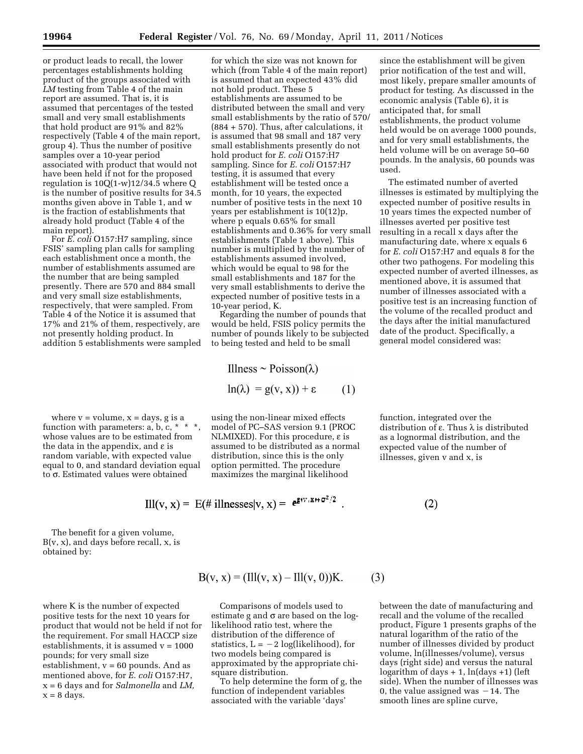or product leads to recall, the lower percentages establishments holding product of the groups associated with *LM* testing from Table 4 of the main report are assumed. That is, it is assumed that percentages of the tested small and very small establishments that hold product are 91% and 82% respectively (Table 4 of the main report, group 4). Thus the number of positive samples over a 10-year period associated with product that would not have been held if not for the proposed regulation is $10Q(1\text{-}w)12/34.5$ where Q is the number of positive results for 34.5 months given above in Table 1, and w is the fraction of establishments that already hold product (Table 4 of the main report).

For *E. coli* O157:H7 sampling, since FSIS' sampling plan calls for sampling each establishment once a month, the number of establishments assumed are the number that are being sampled presently. There are 570 and 884 small and very small size establishments, respectively, that were sampled. From Table 4 of the Notice it is assumed that 17% and 21% of them, respectively, are not presently holding product. In addition 5 establishments were sampled for which the size was not known for which (from Table 4 of the main report) is assumed that an expected 43% did not hold product. These 5 establishments are assumed to be distributed between the small and very small establishments by the ratio of 570/(884 + 570). Thus, after calculations, it is assumed that 98 small and 187 very small establishments presently do not hold product for *E. coli* O157:H7 sampling. Since for *E. coli* O157:H7 testing, it is assumed that every establishment will be tested once a month, for 10 years, the expected number of positive tests in the next 10 years per establishment is 10(12)p, where p equals 0.65% for small establishments and 0.36% for very small establishments (Table 1 above). This number is multiplied by the number of establishments assumed involved, which would be equal to 98 for the small establishments and 187 for the very small establishments to derive the expected number of positive tests in a 10-year period, K.

Regarding the number of pounds that would be held, FSIS policy permits the number of pounds likely to be subjected to being tested and held to be small since the establishment will be given prior notification of the test and will, most likely, prepare smaller amounts of product for testing. As discussed in the economic analysis (Table 6), it is anticipated that, for small establishments, the product volume held would be on average 1000 pounds, and for very small establishments, the held volume will be on average 50–60 pounds. In the analysis, 60 pounds was used.

The estimated number of averted illnesses is estimated by multiplying the expected number of positive results in 10 years times the expected number of illnesses averted per positive test resulting in a recall x days after the manufacturing date, where x equals 6 for *E. coli* O157:H7 and equals 8 for the other two pathogens. For modeling this expected number of averted illnesses, as mentioned above, it is assumed that number of illnesses associated with a positive test is an increasing function of the volume of the recalled product and the days after the initial manufactured date of the product. Specifically, a general model considered was:

$$\text{Illness} \sim \text{Poisson}(\lambda)$$

$$\ln(\lambda) = g(v, x)) + \varepsilon \qquad (1)$$

where v = volume, x = days, g is a function with parameters: a, b, c, * * *, whose values are to be estimated from the data in the appendix, and ε is random variable, with expected value equal to 0, and standard deviation equal to σ. Estimated values were obtained using the non-linear mixed effects model of PC–SAS version 9.1 (PROC NLMIXED). For this procedure, ε is assumed to be distributed as a normal distribution, since this is the only option permitted. The procedure maximizes the marginal likelihood function, integrated over the distribution of ε. Thus λ is distributed as a lognormal distribution, and the expected value of the number of illnesses, given v and x, is

$$\text{Ill}(v, x) = \text{E}(\#\text{ illnesses}|v, x) = e^{g(v,x)+\sigma^2/2}. \qquad (2)$$

The benefit for a given volume, B(v, x), and days before recall, x, is obtained by:

$$B(v, x) = (\text{Ill}(v, x) - \text{Ill}(v, 0))K. \qquad (3)$$

where K is the number of expected positive tests for the next 10 years for product that would not be held if not for the requirement. For small HACCP size establishments, it is assumed v = 1000 pounds; for very small size establishment, v = 60 pounds. And as mentioned above, for *E. coli* O157:H7, x = 6 days and for *Salmonella* and *LM*, x = 8 days.

Comparisons of models used to estimate g and σ are based on the log-likelihood ratio test, where the distribution of the difference of statistics, L = −2 log(likelihood), for two models being compared is approximated by the appropriate chi-square distribution.

To help determine the form of g, the function of independent variables associated with the variable 'days' between the date of manufacturing and recall and the volume of the recalled product, Figure 1 presents graphs of the natural logarithm of the ratio of the number of illnesses divided by product volume, ln(illnesses/volume), versus days (right side) and versus the natural logarithm of days + 1, ln(days +1) (left side). When the number of illnesses was 0, the value assigned was −14. The smooth lines are spline curve,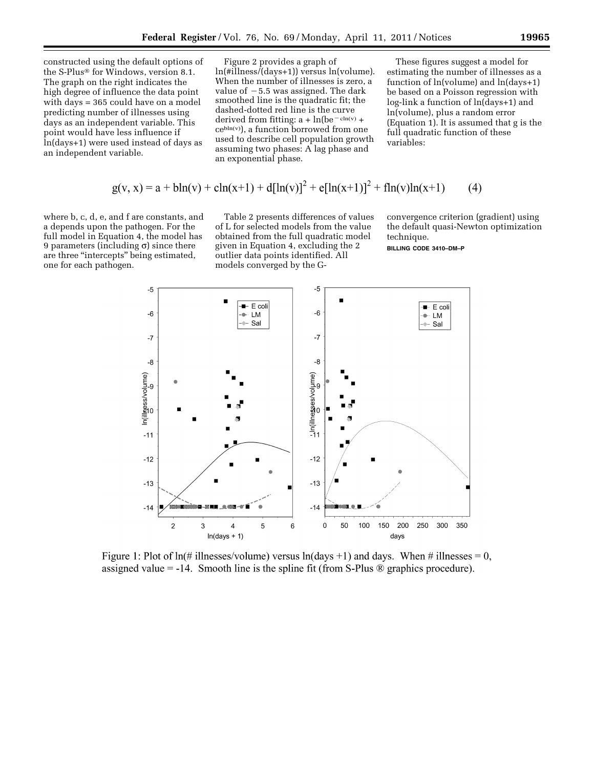constructed using the default options of the S-Plus® for Windows, version 8.1. The graph on the right indicates the high degree of influence the data point with days = 365 could have on a model predicting number of illnesses using days as an independent variable. This point would have less influence if ln(days+1) were used instead of days as an independent variable.

Figure 2 provides a graph of ln(#illness/(days+1)) versus ln(volume). When the number of illnesses is zero, a value of −5.5 was assigned. The dark smoothed line is the quadratic fit; the dashed-dotted red line is the curve derived from fitting: $a + \ln(be^{-c\ln(v)} + ce^{b\ln(v)})$, a function borrowed from one used to describe cell population growth assuming two phases: A lag phase and an exponential phase.

These figures suggest a model for estimating the number of illnesses as a function of ln(volume) and ln(days+1) be based on a Poisson regression with log-link a function of ln(days+1) and ln(volume), plus a random error (Equation 1). It is assumed that g is the full quadratic function of these variables:

$$g(v, x) = a + b\ln(v) + c\ln(x+1) + d[\ln(v)]^2 + e[\ln(x+1)]^2 + f\ln(v)\ln(x+1) \qquad (4)$$

where b, c, d, e, and f are constants, and a depends upon the pathogen. For the full model in Equation 4, the model has 9 parameters (including σ) since there are three "intercepts" being estimated, one for each pathogen.

Table 2 presents differences of values of L for selected models from the value obtained from the full quadratic model given in Equation 4, excluding the 2 outlier data points identified. All models converged by the G-convergence criterion (gradient) using the default quasi-Newton optimization technique.

BILLING CODE 3410–DM–P

Figure 1: Plot of ln(# illnesses/volume) versus ln(days +1) and days. When # illnesses = 0, assigned value = -14. Smooth line is the spline fit (from S-Plus ® graphics procedure).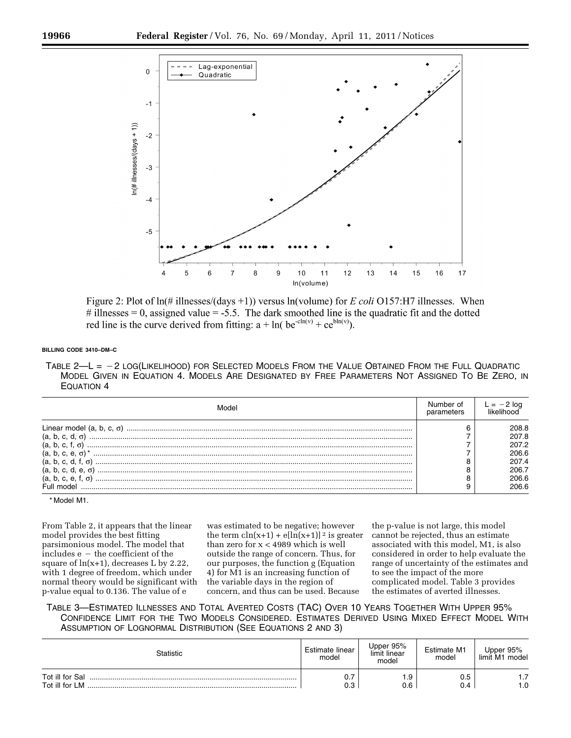Figure 2: Plot of ln(# illnesses/(days +1)) versus ln(volume) for *E coli* O157:H7 illnesses. When # illnesses = 0, assigned value = -5.5. The dark smoothed line is the quadratic fit and the dotted red line is the curve derived from fitting: $a + \ln( be^{-c\ln(v)} + ce^{b\ln(v)})$.

BILLING CODE 3410–DM–C

TABLE 2—L = −2 LOG(LIKELIHOOD) FOR SELECTED MODELS FROM THE VALUE OBTAINED FROM THE FULL QUADRATIC MODEL GIVEN IN EQUATION 4. MODELS ARE DESIGNATED BY FREE PARAMETERS NOT ASSIGNED TO BE ZERO, IN EQUATION 4

| Model | Number of parameters | L = −2 log likelihood |
|---|---|---|
| Linear model (a, b, c, σ) | 6 | 208.8 |
| (a, b, c, d, σ) | 7 | 207.8 |
| (a, b, c, f, σ) | 7 | 207.2 |
| (a, b, c, e, σ)* | 7 | 206.6 |
| (a, b, c, d, f, σ) | 8 | 207.4 |
| (a, b, c, d, e, σ) | 8 | 206.7 |
| (a, b, c, e, f, σ) | 8 | 206.6 |
| Full model | 9 | 206.6 |

* Model M1.

From Table 2, it appears that the linear model provides the best fitting parsimonious model. The model that includes e − the coefficient of the square of ln(x+1), decreases L by 2.22, with 1 degree of freedom, which under normal theory would be significant with p-value equal to 0.136. The value of e was estimated to be negative; however the term $c\ln(x+1) + e[\ln(x+1)]^2$ is greater than zero for x < 4989 which is well outside the range of concern. Thus, for our purposes, the function g (Equation 4) for M1 is an increasing function of the variable days in the region of concern, and thus can be used. Because the p-value is not large, this model cannot be rejected, thus an estimate associated with this model, M1, is also considered in order to help evaluate the range of uncertainty of the estimates and to see the impact of the more complicated model. Table 3 provides the estimates of averted illnesses.

TABLE 3—ESTIMATED ILLNESSES AND TOTAL AVERTED COSTS (TAC) OVER 10 YEARS TOGETHER WITH UPPER 95% CONFIDENCE LIMIT FOR THE TWO MODELS CONSIDERED. ESTIMATES DERIVED USING MIXED EFFECT MODEL WITH ASSUMPTION OF LOGNORMAL DISTRIBUTION (SEE EQUATIONS 2 AND 3)

| Statistic | Estimate linear model | Upper 95% limit linear model | Estimate M1 model | Upper 95% limit M1 model |
|---|---|---|---|---|
| Tot ill for Sal | 0.7 | 1.9 | 0.5 | 1.7 |
| Tot ill for LM | 0.3 | 0.6 | 0.4 | 1.0 |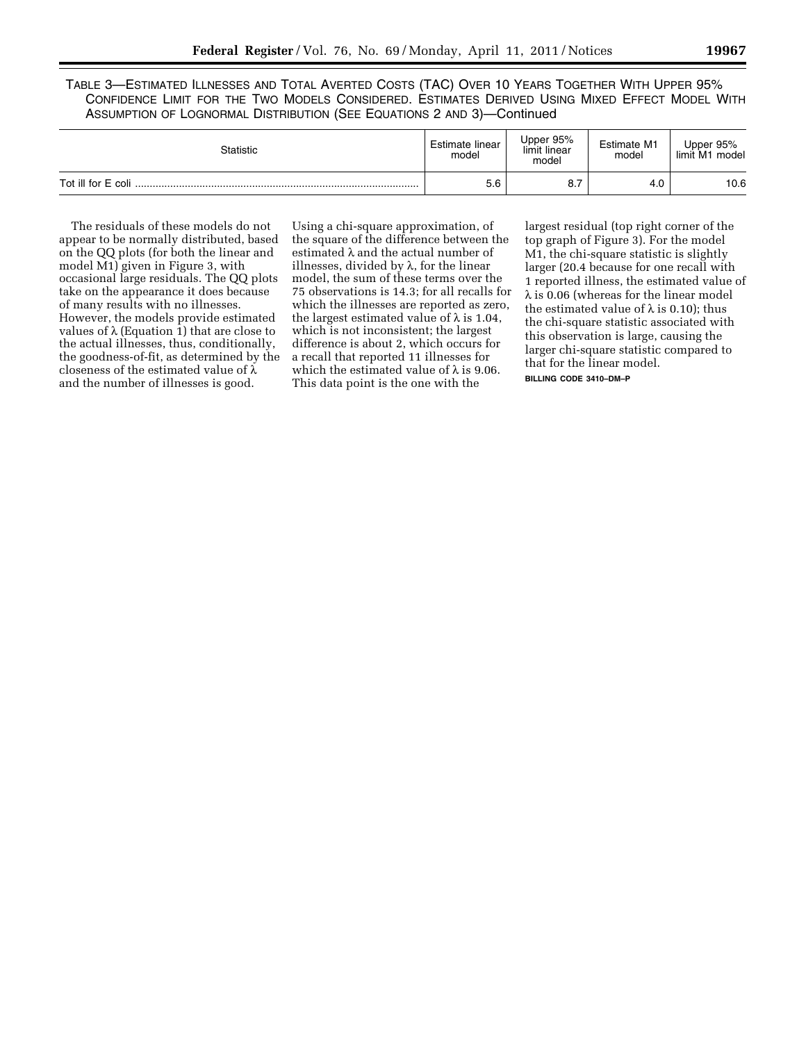TABLE 3—ESTIMATED ILLNESSES AND TOTAL AVERTED COSTS (TAC) OVER 10 YEARS TOGETHER WITH UPPER 95% CONFIDENCE LIMIT FOR THE TWO MODELS CONSIDERED. ESTIMATES DERIVED USING MIXED EFFECT MODEL WITH ASSUMPTION OF LOGNORMAL DISTRIBUTION (SEE EQUATIONS 2 AND 3)—Continued

| Statistic | Estimate linear model | Upper 95% limit linear model | Estimate M1 model | Upper 95% limit M1 model |
| --- | --- | --- | --- | --- |
| Tot ill for E coli | 5.6 | 8.7 | 4.0 | 10.6 |

The residuals of these models do not appear to be normally distributed, based on the QQ plots (for both the linear and model M1) given in Figure 3, with occasional large residuals. The QQ plots take on the appearance it does because of many results with no illnesses. However, the models provide estimated values of λ (Equation 1) that are close to the actual illnesses, thus, conditionally, the goodness-of-fit, as determined by the closeness of the estimated value of λ and the number of illnesses is good. Using a chi-square approximation, of the square of the difference between the estimated λ and the actual number of illnesses, divided by λ, for the linear model, the sum of these terms over the 75 observations is 14.3; for all recalls for which the illnesses are reported as zero, the largest estimated value of λ is 1.04, which is not inconsistent; the largest difference is about 2, which occurs for a recall that reported 11 illnesses for which the estimated value of λ is 9.06. This data point is the one with the largest residual (top right corner of the top graph of Figure 3). For the model M1, the chi-square statistic is slightly larger (20.4 because for one recall with 1 reported illness, the estimated value of λ is 0.06 (whereas for the linear model the estimated value of λ is 0.10); thus the chi-square statistic associated with this observation is large, causing the larger chi-square statistic compared to that for the linear model.

BILLING CODE 3410–DM–P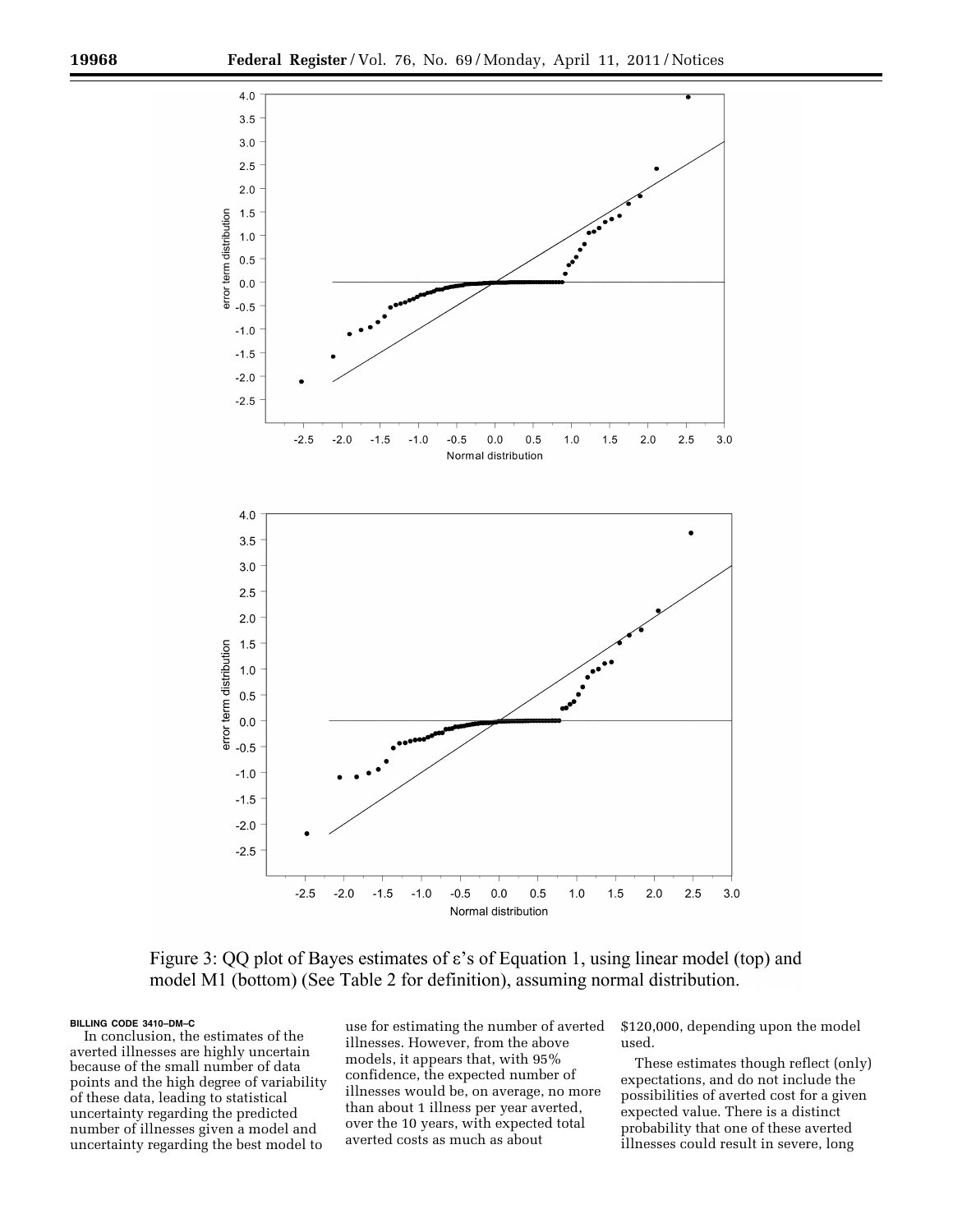Figure 3: QQ plot of Bayes estimates of ε's of Equation 1, using linear model (top) and model M1 (bottom) (See Table 2 for definition), assuming normal distribution.

BILLING CODE 3410–DM–C

In conclusion, the estimates of the averted illnesses are highly uncertain because of the small number of data points and the high degree of variability of these data, leading to statistical uncertainty regarding the predicted number of illnesses given a model and uncertainty regarding the best model to use for estimating the number of averted illnesses. However, from the above models, it appears that, with 95% confidence, the expected number of illnesses would be, on average, no more than about 1 illness per year averted, over the 10 years, with expected total averted costs as much as about $120,000, depending upon the model used.

These estimates though reflect (only) expectations, and do not include the possibilities of averted cost for a given expected value. There is a distinct probability that one of these averted illnesses could result in severe, long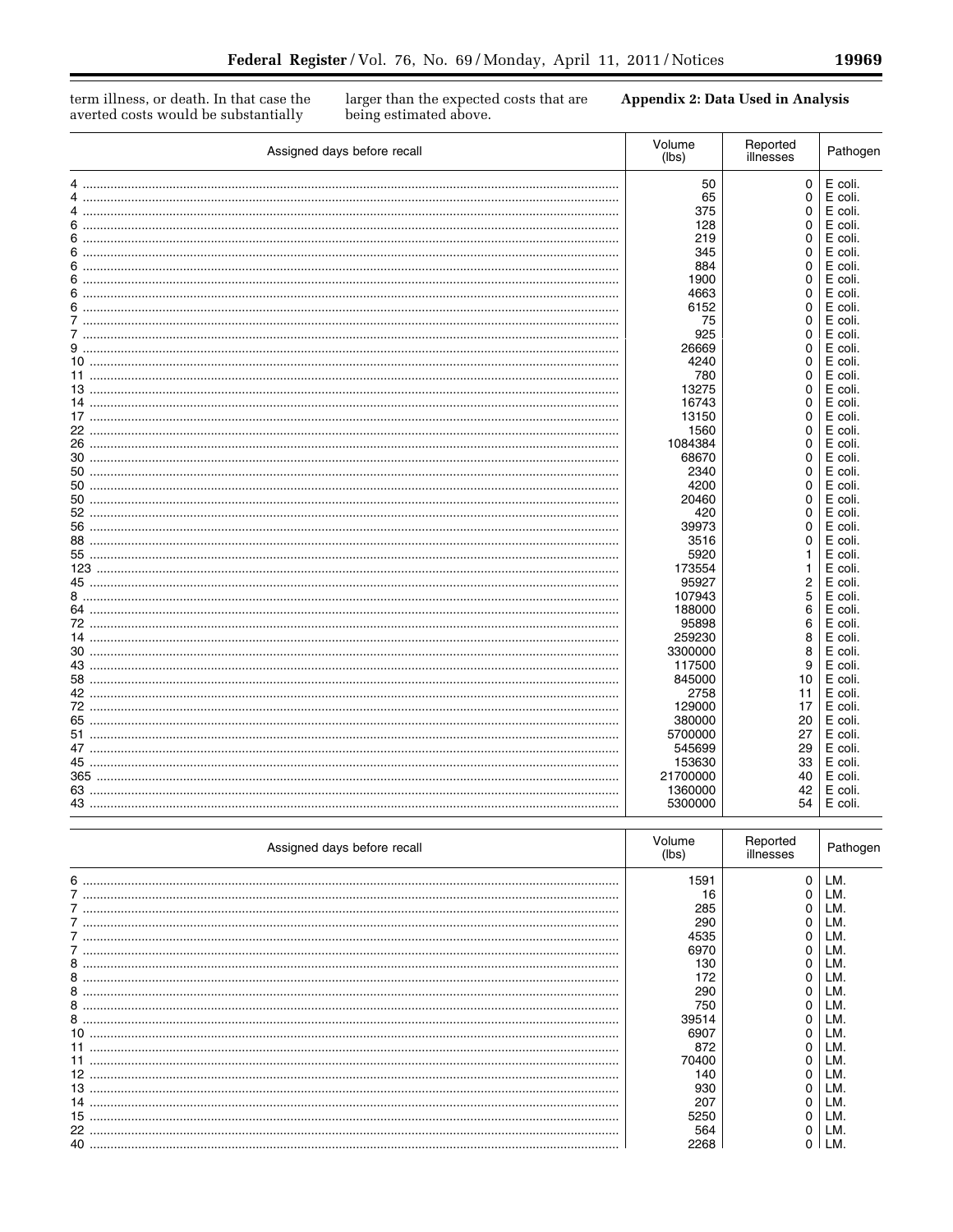term illness, or death. In that case the averted costs would be substantially larger than the expected costs that are being estimated above.

**Appendix 2: Data Used in Analysis**

| Assigned days before recall | Volume (lbs) | Reported illnesses | Pathogen |
|---|---|---|---|
| 4 | 50 | 0 | E coli. |
| 4 | 65 | 0 | E coli. |
| 4 | 375 | 0 | E coli. |
| 6 | 128 | 0 | E coli. |
| 6 | 219 | 0 | E coli. |
| 6 | 345 | 0 | E coli. |
| 6 | 884 | 0 | E coli. |
| 6 | 1900 | 0 | E coli. |
| 6 | 4663 | 0 | E coli. |
| 6 | 6152 | 0 | E coli. |
| 7 | 75 | 0 | E coli. |
| 7 | 925 | 0 | E coli. |
| 9 | 26669 | 0 | E coli. |
| 10 | 4240 | 0 | E coli. |
| 11 | 780 | 0 | E coli. |
| 13 | 13275 | 0 | E coli. |
| 14 | 16743 | 0 | E coli. |
| 17 | 13150 | 0 | E coli. |
| 22 | 1560 | 0 | E coli. |
| 26 | 1084384 | 0 | E coli. |
| 30 | 68670 | 0 | E coli. |
| 50 | 2340 | 0 | E coli. |
| 50 | 4200 | 0 | E coli. |
| 50 | 20460 | 0 | E coli. |
| 52 | 420 | 0 | E coli. |
| 56 | 39973 | 0 | E coli. |
| 88 | 3516 | 0 | E coli. |
| 55 | 5920 | 1 | E coli. |
| 123 | 173554 | 1 | E coli. |
| 45 | 95927 | 2 | E coli. |
| 8 | 107943 | 5 | E coli. |
| 64 | 188000 | 6 | E coli. |
| 72 | 95898 | 6 | E coli. |
| 14 | 259230 | 8 | E coli. |
| 30 | 3300000 | 8 | E coli. |
| 43 | 117500 | 9 | E coli. |
| 58 | 845000 | 10 | E coli. |
| 42 | 2758 | 11 | E coli. |
| 72 | 129000 | 17 | E coli. |
| 65 | 380000 | 20 | E coli. |
| 51 | 5700000 | 27 | E coli. |
| 47 | 545699 | 29 | E coli. |
| 45 | 153630 | 33 | E coli. |
| 365 | 21700000 | 40 | E coli. |
| 63 | 1360000 | 42 | E coli. |
| 43 | 5300000 | 54 | E coli. |

| Assigned days before recall | Volume (lbs) | Reported illnesses | Pathogen |
|---|---|---|---|
| 6 | 1591 | 0 | LM. |
| 7 | 16 | 0 | LM. |
| 7 | 285 | 0 | LM. |
| 7 | 290 | 0 | LM. |
| 7 | 4535 | 0 | LM. |
| 7 | 6970 | 0 | LM. |
| 8 | 130 | 0 | LM. |
| 8 | 172 | 0 | LM. |
| 8 | 290 | 0 | LM. |
| 8 | 750 | 0 | LM. |
| 8 | 39514 | 0 | LM. |
| 10 | 6907 | 0 | LM. |
| 11 | 872 | 0 | LM. |
| 11 | 70400 | 0 | LM. |
| 12 | 140 | 0 | LM. |
| 13 | 930 | 0 | LM. |
| 14 | 207 | 0 | LM. |
| 15 | 5250 | 0 | LM. |
| 22 | 564 | 0 | LM. |
| 40 | 2268 | 0 | LM. |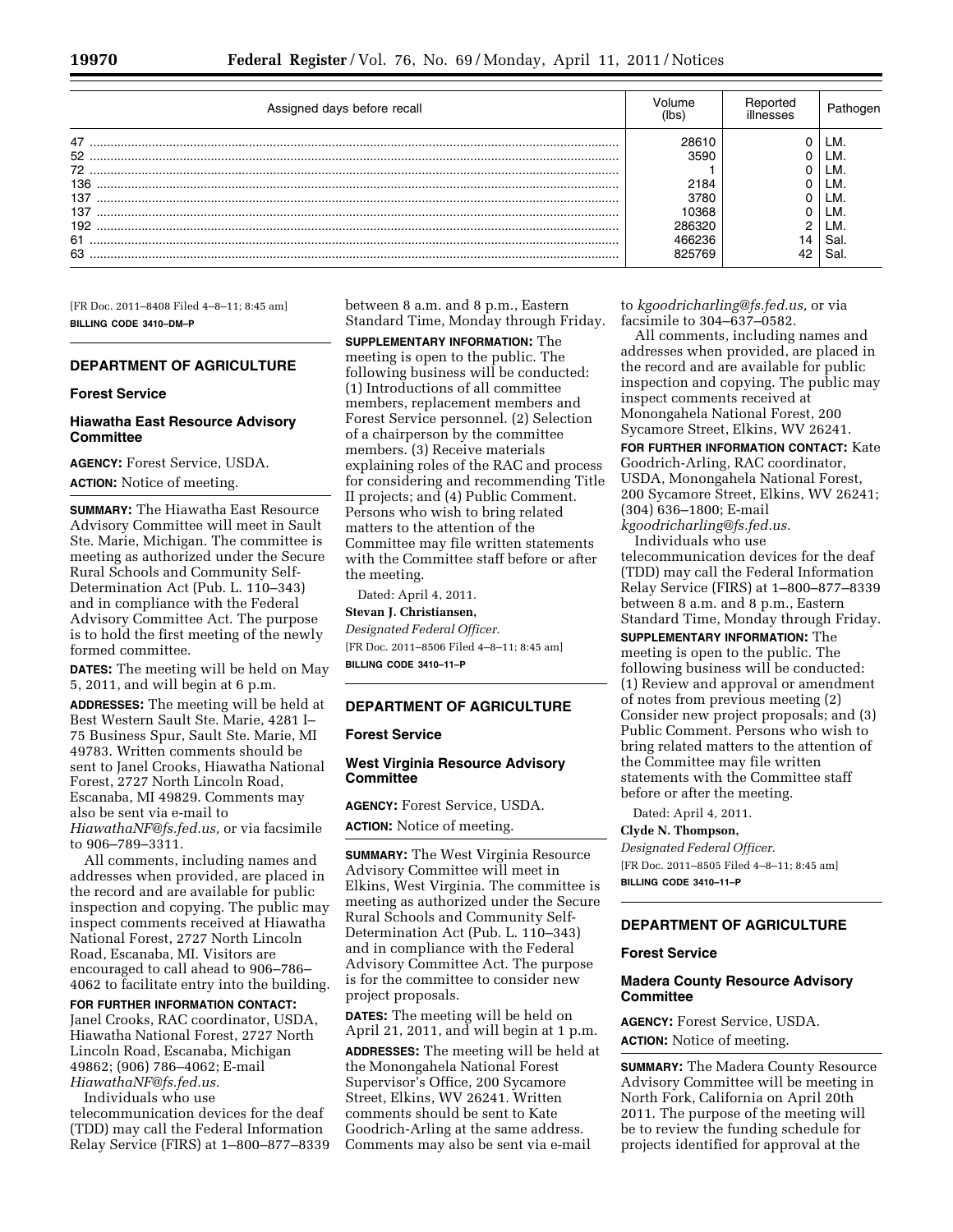| Assigned days before recall | Volume (lbs) | Reported illnesses | Pathogen |
| --- | --- | --- | --- |
| 47 | 28610 | 0 | LM. |
| 52 | 3590 | 0 | LM. |
| 72 | 1 | 0 | LM. |
| 136 | 2184 | 0 | LM. |
| 137 | 3780 | 0 | LM. |
| 137 | 10368 | 0 | LM. |
| 192 | 286320 | 2 | LM. |
| 61 | 466236 | 14 | Sal. |
| 63 | 825769 | 42 | Sal. |

[FR Doc. 2011–8408 Filed 4–8–11; 8:45 am]

**BILLING CODE 3410–DM–P**

## DEPARTMENT OF AGRICULTURE

### Forest Service

### Hiawatha East Resource Advisory Committee

**AGENCY:** Forest Service, USDA.

**ACTION:** Notice of meeting.

**SUMMARY:** The Hiawatha East Resource Advisory Committee will meet in Sault Ste. Marie, Michigan. The committee is meeting as authorized under the Secure Rural Schools and Community Self-Determination Act (Pub. L. 110–343) and in compliance with the Federal Advisory Committee Act. The purpose is to hold the first meeting of the newly formed committee.

**DATES:** The meeting will be held on May 5, 2011, and will begin at 6 p.m.

**ADDRESSES:** The meeting will be held at Best Western Sault Ste. Marie, 4281 I–75 Business Spur, Sault Ste. Marie, MI 49783. Written comments should be sent to Janel Crooks, Hiawatha National Forest, 2727 North Lincoln Road, Escanaba, MI 49829. Comments may also be sent via e-mail to *HiawathaNF@fs.fed.us,* or via facsimile to 906–789–3311.

All comments, including names and addresses when provided, are placed in the record and are available for public inspection and copying. The public may inspect comments received at Hiawatha National Forest, 2727 North Lincoln Road, Escanaba, MI. Visitors are encouraged to call ahead to 906–786–4062 to facilitate entry into the building.

**FOR FURTHER INFORMATION CONTACT:** Janel Crooks, RAC coordinator, USDA, Hiawatha National Forest, 2727 North Lincoln Road, Escanaba, Michigan 49862; (906) 786–4062; E-mail *HiawathaNF@fs.fed.us.*

Individuals who use telecommunication devices for the deaf (TDD) may call the Federal Information Relay Service (FIRS) at 1–800–877–8339 between 8 a.m. and 8 p.m., Eastern Standard Time, Monday through Friday.

**SUPPLEMENTARY INFORMATION:** The meeting is open to the public. The following business will be conducted: (1) Introductions of all committee members, replacement members and Forest Service personnel. (2) Selection of a chairperson by the committee members. (3) Receive materials explaining roles of the RAC and process for considering and recommending Title II projects; and (4) Public Comment. Persons who wish to bring related matters to the attention of the Committee may file written statements with the Committee staff before or after the meeting.

Dated: April 4, 2011.

**Stevan J. Christiansen,**

*Designated Federal Officer.*

[FR Doc. 2011–8506 Filed 4–8–11; 8:45 am]

**BILLING CODE 3410–11–P**

## DEPARTMENT OF AGRICULTURE

### Forest Service

### West Virginia Resource Advisory Committee

**AGENCY:** Forest Service, USDA.

**ACTION:** Notice of meeting.

**SUMMARY:** The West Virginia Resource Advisory Committee will meet in Elkins, West Virginia. The committee is meeting as authorized under the Secure Rural Schools and Community Self-Determination Act (Pub. L. 110–343) and in compliance with the Federal Advisory Committee Act. The purpose is for the committee to consider new project proposals.

**DATES:** The meeting will be held on April 21, 2011, and will begin at 1 p.m.

**ADDRESSES:** The meeting will be held at the Monongahela National Forest Supervisor's Office, 200 Sycamore Street, Elkins, WV 26241. Written comments should be sent to Kate Goodrich-Arling at the same address. Comments may also be sent via e-mail to *kgoodricharling@fs.fed.us,* or via facsimile to 304–637–0582.

All comments, including names and addresses when provided, are placed in the record and are available for public inspection and copying. The public may inspect comments received at Monongahela National Forest, 200 Sycamore Street, Elkins, WV 26241.

**FOR FURTHER INFORMATION CONTACT:** Kate Goodrich-Arling, RAC coordinator, USDA, Monongahela National Forest, 200 Sycamore Street, Elkins, WV 26241; (304) 636–1800; E-mail *kgoodricharling@fs.fed.us.*

Individuals who use telecommunication devices for the deaf (TDD) may call the Federal Information Relay Service (FIRS) at 1–800–877–8339 between 8 a.m. and 8 p.m., Eastern Standard Time, Monday through Friday.

**SUPPLEMENTARY INFORMATION:** The meeting is open to the public. The following business will be conducted: (1) Review and approval or amendment of notes from previous meeting (2) Consider new project proposals; and (3) Public Comment. Persons who wish to bring related matters to the attention of the Committee may file written statements with the Committee staff before or after the meeting.

Dated: April 4, 2011.

**Clyde N. Thompson,**

*Designated Federal Officer.*

[FR Doc. 2011–8505 Filed 4–8–11; 8:45 am]

**BILLING CODE 3410–11–P**

## DEPARTMENT OF AGRICULTURE

### Forest Service

### Madera County Resource Advisory Committee

**AGENCY:** Forest Service, USDA.

**ACTION:** Notice of meeting.

**SUMMARY:** The Madera County Resource Advisory Committee will be meeting in North Fork, California on April 20th 2011. The purpose of the meeting will be to review the funding schedule for projects identified for approval at the